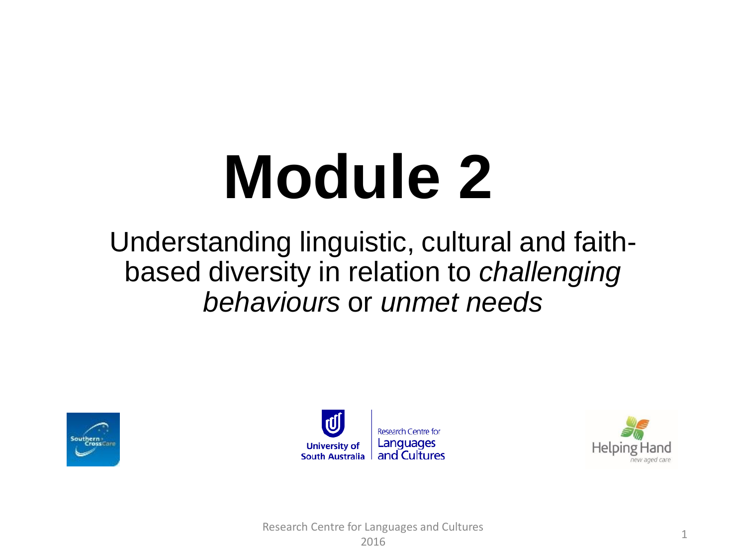# Module 2

Understanding linguistic, cultural and faith-based diversity in relation to *challenging behaviours* or *unmet needs*

Research Centre for Languages and Cultures 2016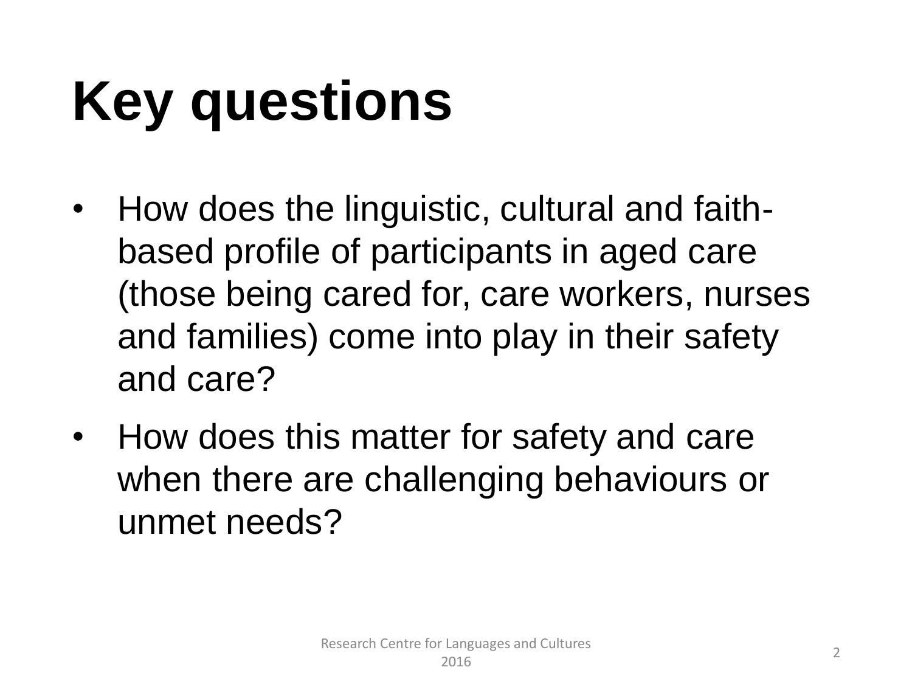# Key questions

- How does the linguistic, cultural and faith-based profile of participants in aged care (those being cared for, care workers, nurses and families) come into play in their safety and care?
- How does this matter for safety and care when there are challenging behaviours or unmet needs?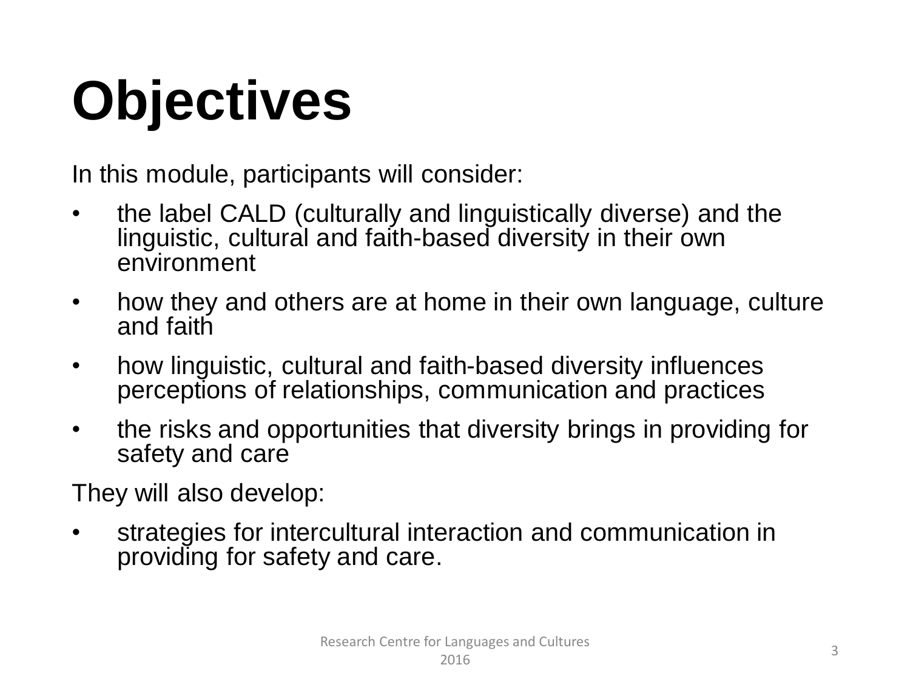# Objectives

In this module, participants will consider:

- the label CALD (culturally and linguistically diverse) and the linguistic, cultural and faith-based diversity in their own environment
- how they and others are at home in their own language, culture and faith
- how linguistic, cultural and faith-based diversity influences perceptions of relationships, communication and practices
- the risks and opportunities that diversity brings in providing for safety and care

They will also develop:

- strategies for intercultural interaction and communication in providing for safety and care.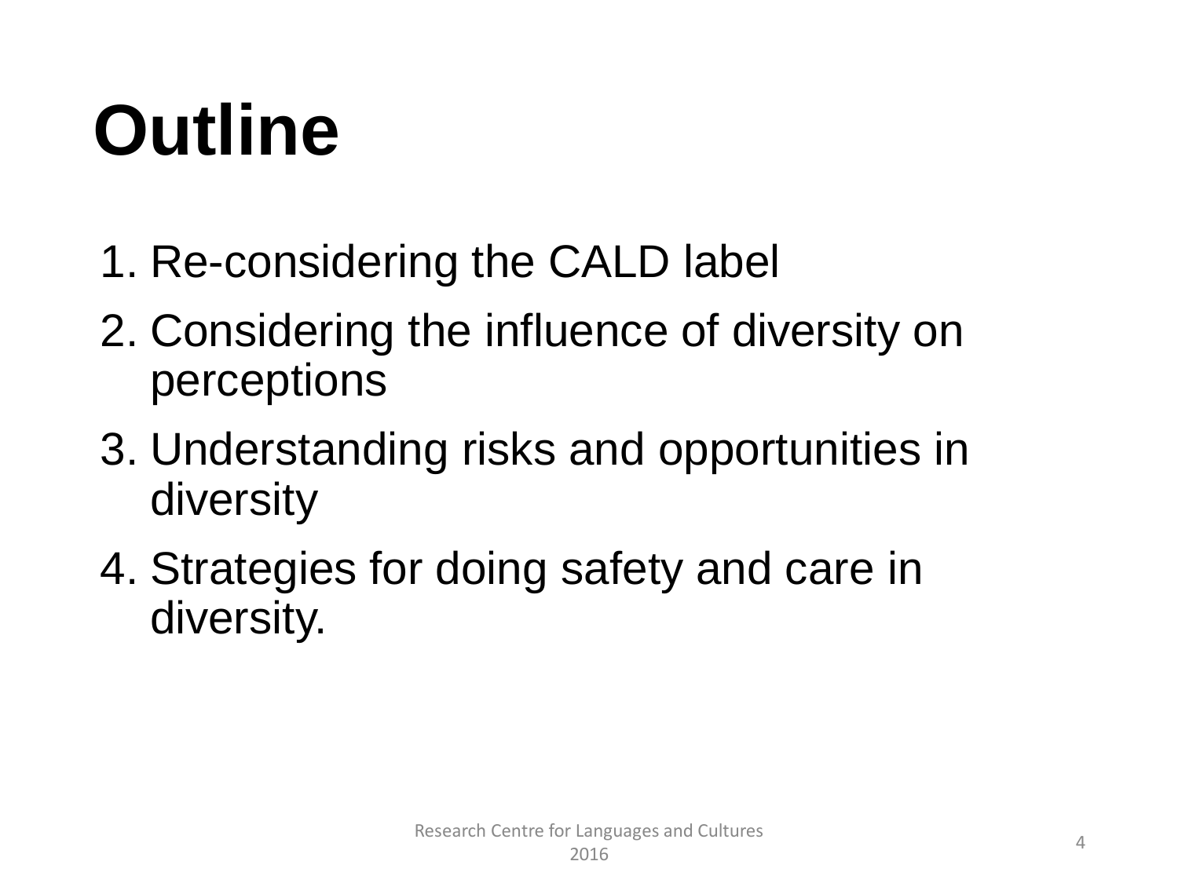# Outline

1. Re-considering the CALD label
2. Considering the influence of diversity on perceptions
3. Understanding risks and opportunities in diversity
4. Strategies for doing safety and care in diversity.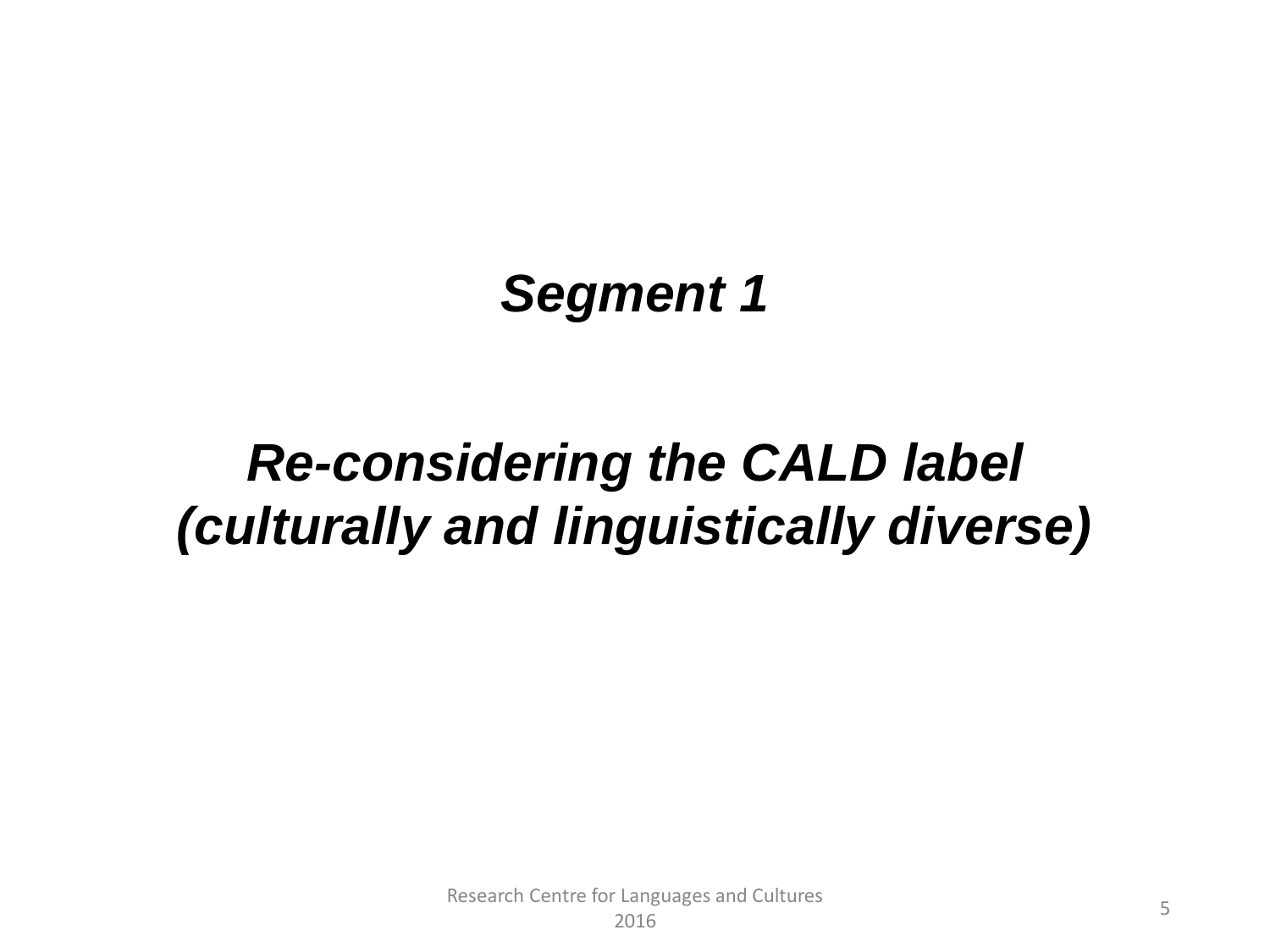## *Segment 1*

## *Re-considering the CALD label (culturally and linguistically diverse)*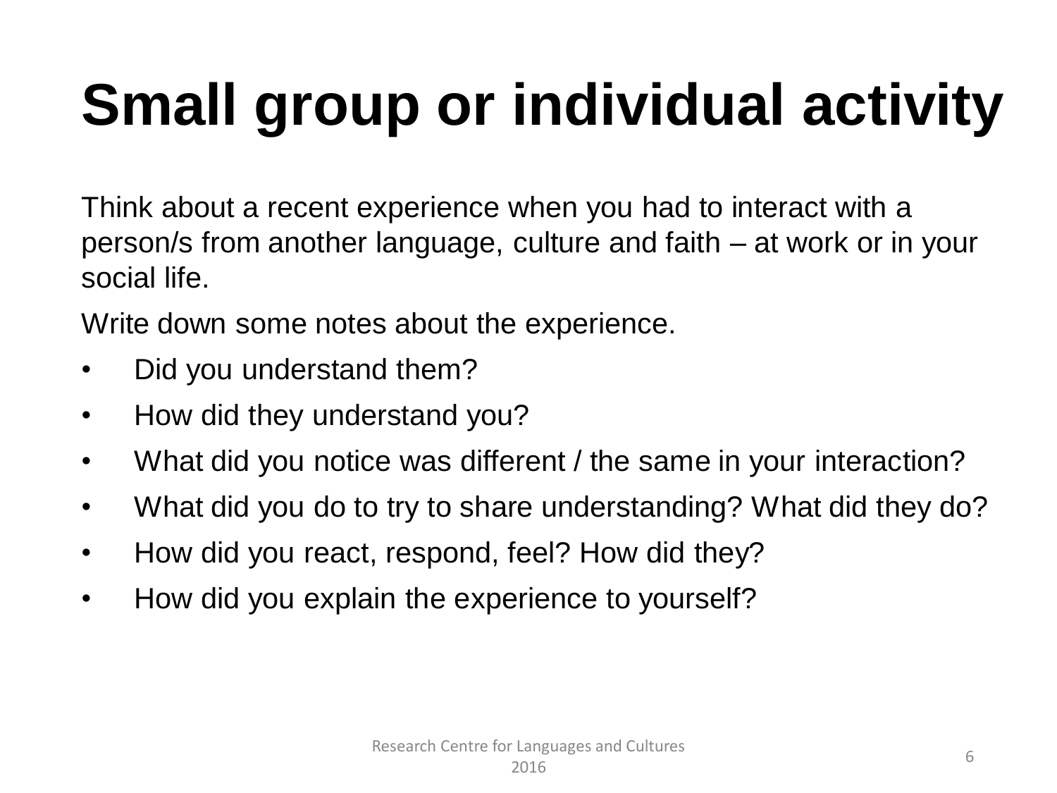# Small group or individual activity

Think about a recent experience when you had to interact with a person/s from another language, culture and faith – at work or in your social life.

Write down some notes about the experience.

- Did you understand them?
- How did they understand you?
- What did you notice was different / the same in your interaction?
- What did you do to try to share understanding? What did they do?
- How did you react, respond, feel? How did they?
- How did you explain the experience to yourself?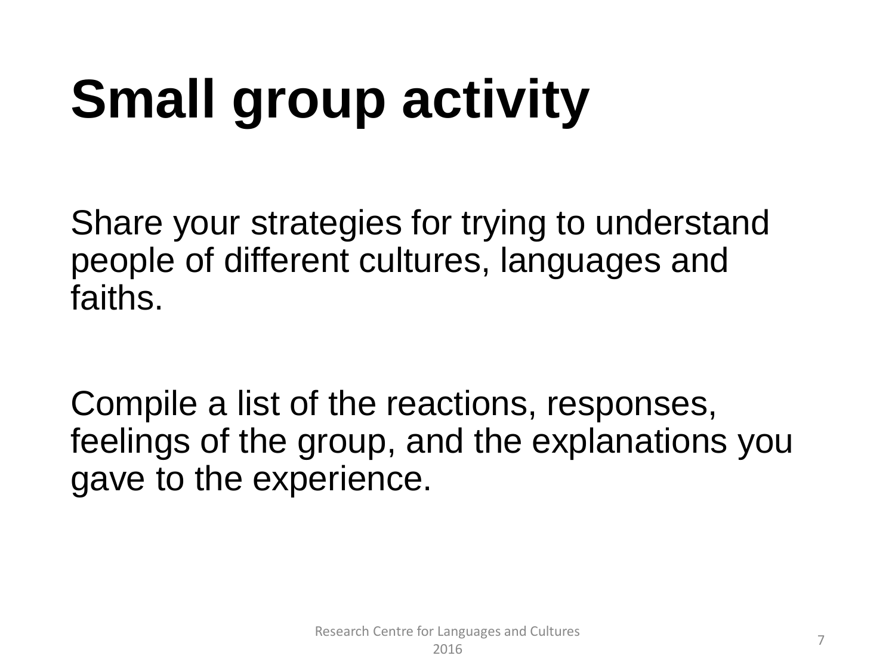# Small group activity

Share your strategies for trying to understand people of different cultures, languages and faiths.

Compile a list of the reactions, responses, feelings of the group, and the explanations you gave to the experience.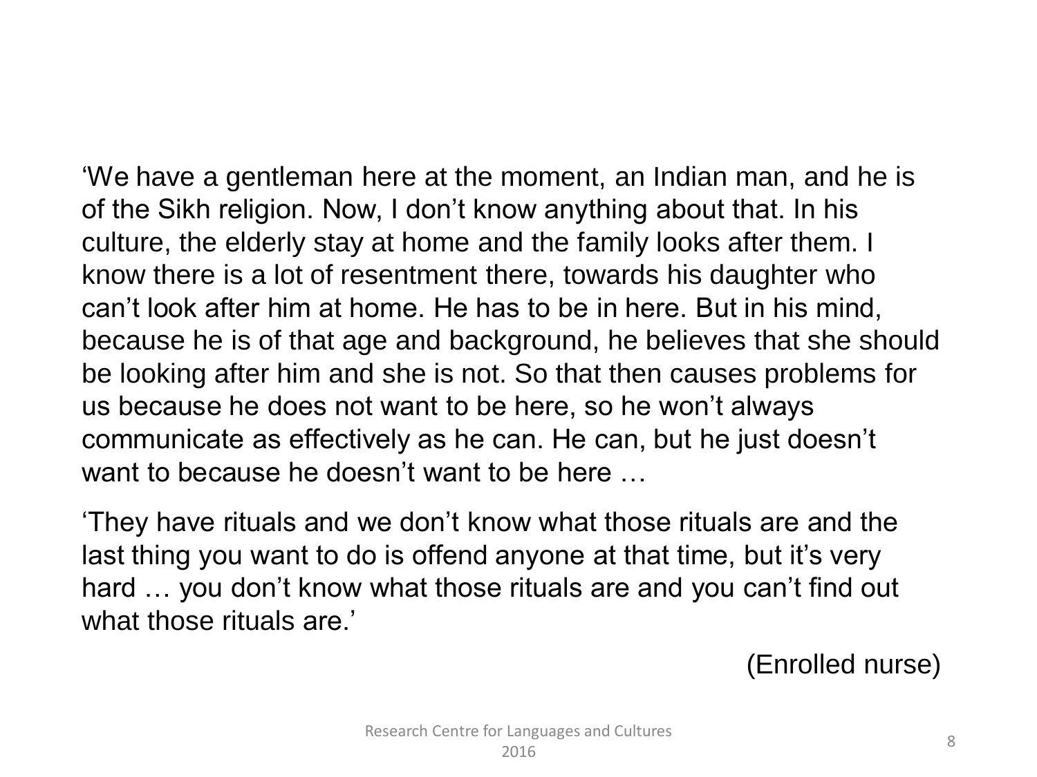'We have a gentleman here at the moment, an Indian man, and he is of the Sikh religion. Now, I don't know anything about that. In his culture, the elderly stay at home and the family looks after them. I know there is a lot of resentment there, towards his daughter who can't look after him at home. He has to be in here. But in his mind, because he is of that age and background, he believes that she should be looking after him and she is not. So that then causes problems for us because he does not want to be here, so he won't always communicate as effectively as he can. He can, but he just doesn't want to because he doesn't want to be here …

'They have rituals and we don't know what those rituals are and the last thing you want to do is offend anyone at that time, but it's very hard … you don't know what those rituals are and you can't find out what those rituals are.'

(Enrolled nurse)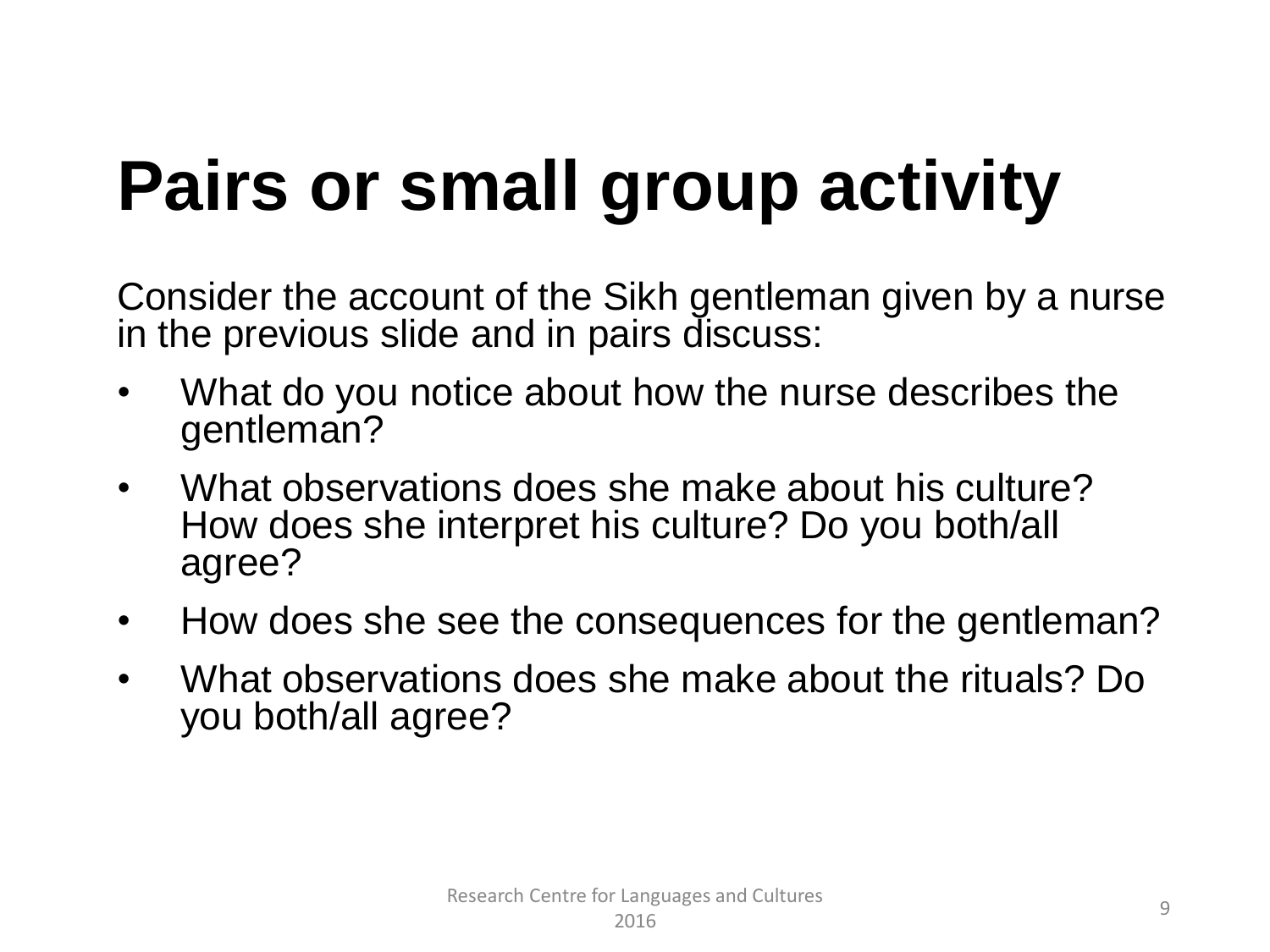# Pairs or small group activity

Consider the account of the Sikh gentleman given by a nurse in the previous slide and in pairs discuss:

- What do you notice about how the nurse describes the gentleman?
- What observations does she make about his culture? How does she interpret his culture? Do you both/all agree?
- How does she see the consequences for the gentleman?
- What observations does she make about the rituals? Do you both/all agree?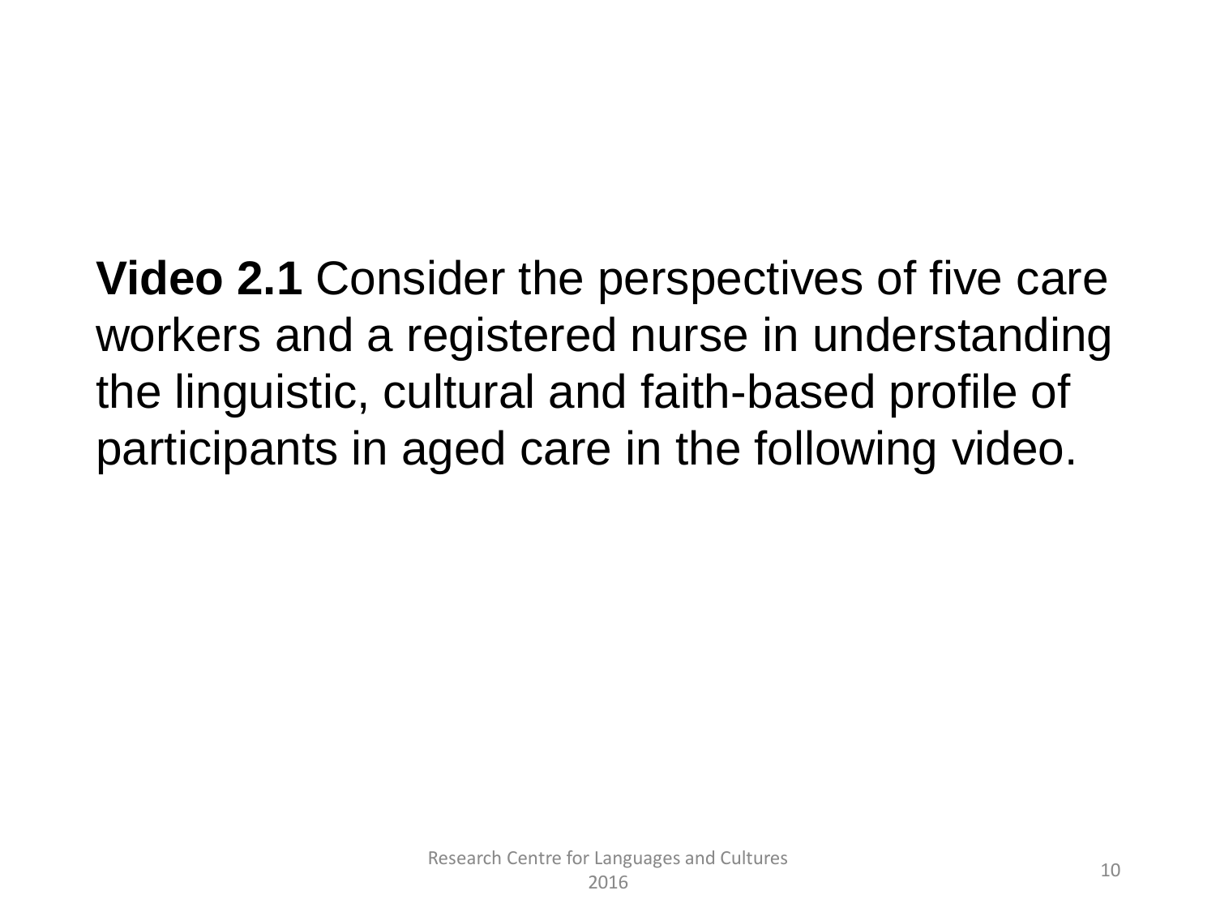**Video 2.1** Consider the perspectives of five care workers and a registered nurse in understanding the linguistic, cultural and faith-based profile of participants in aged care in the following video.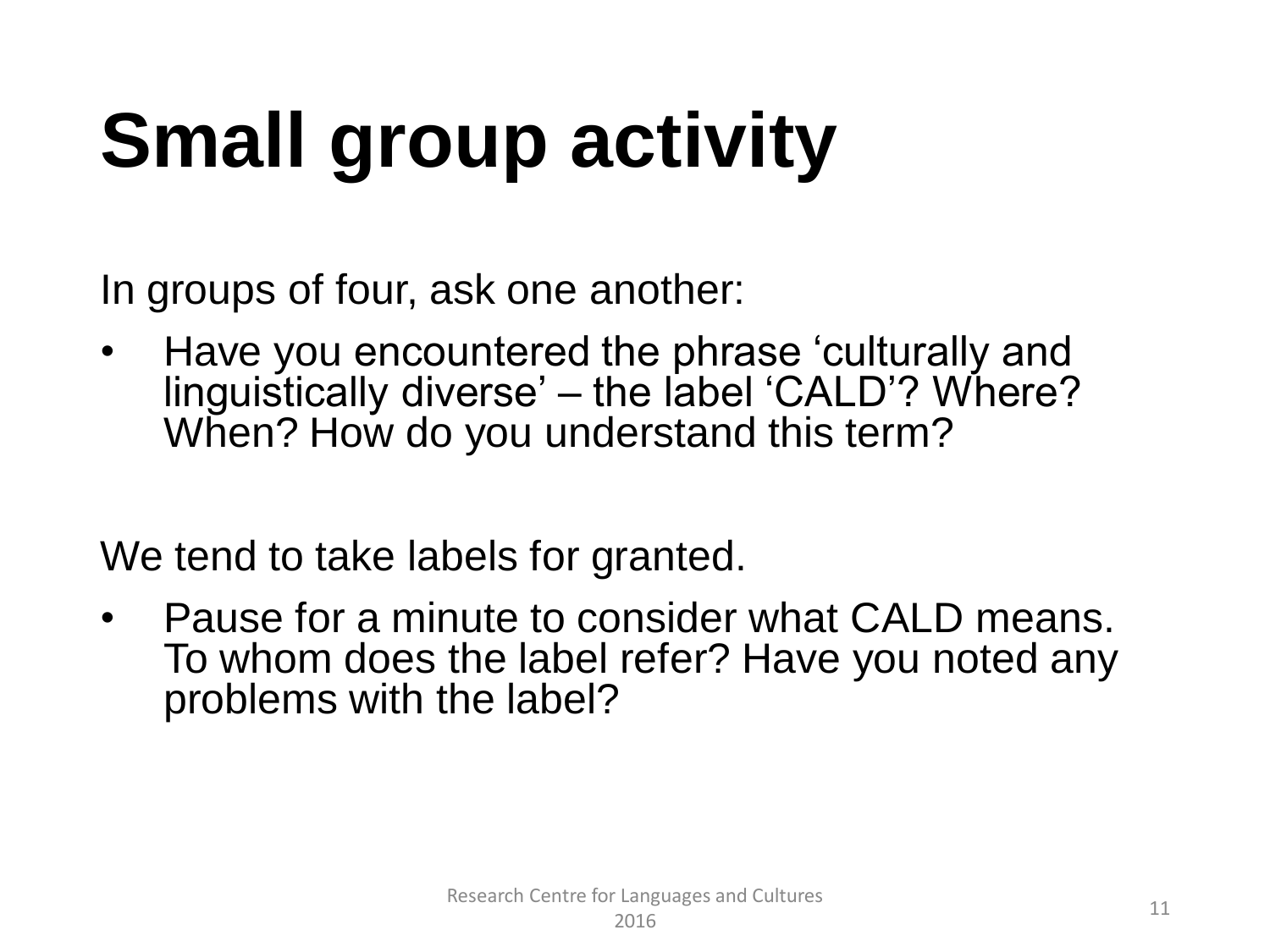# Small group activity

In groups of four, ask one another:

- Have you encountered the phrase ‘culturally and linguistically diverse’ – the label ‘CALD’? Where? When? How do you understand this term?

We tend to take labels for granted.

- Pause for a minute to consider what CALD means. To whom does the label refer? Have you noted any problems with the label?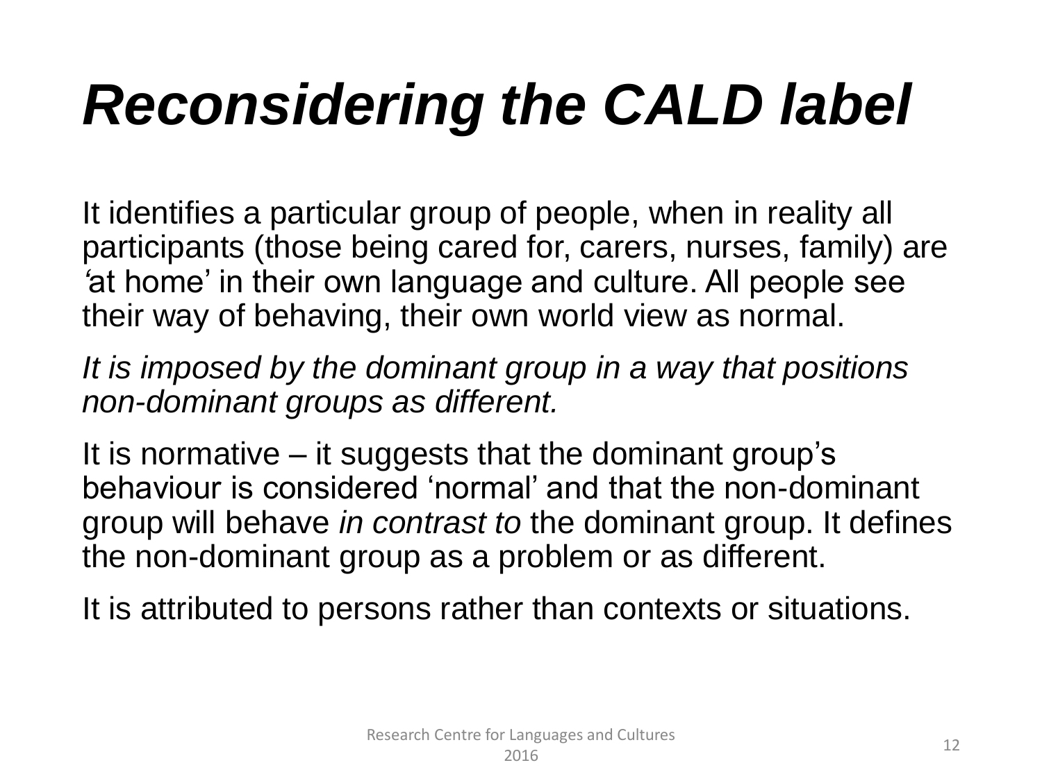# *Reconsidering the CALD label*

It identifies a particular group of people, when in reality all participants (those being cared for, carers, nurses, family) are *‘*at home’ in their own language and culture. All people see their way of behaving, their own world view as normal.

*It is imposed by the dominant group in a way that positions non-dominant groups as different.*

It is normative – it suggests that the dominant group’s behaviour is considered ‘normal’ and that the non-dominant group will behave *in contrast to* the dominant group. It defines the non-dominant group as a problem or as different.

It is attributed to persons rather than contexts or situations.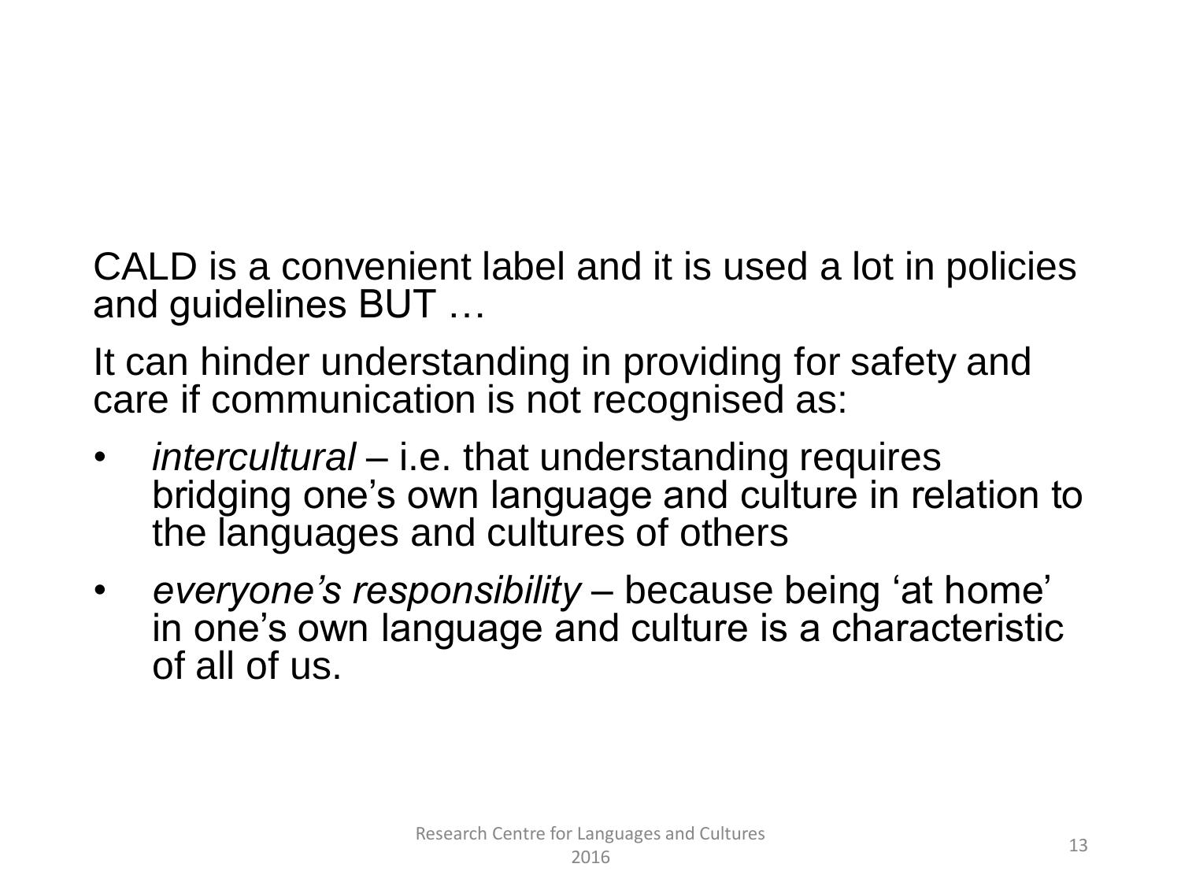CALD is a convenient label and it is used a lot in policies and guidelines BUT …

It can hinder understanding in providing for safety and care if communication is not recognised as:

- *intercultural* – i.e. that understanding requires bridging one's own language and culture in relation to the languages and cultures of others
- *everyone's responsibility* – because being 'at home' in one's own language and culture is a characteristic of all of us.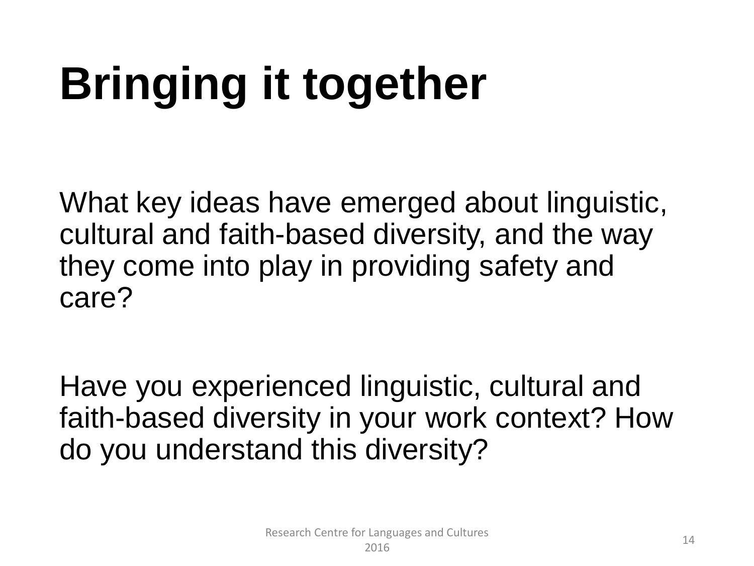# Bringing it together

What key ideas have emerged about linguistic, cultural and faith-based diversity, and the way they come into play in providing safety and care?

Have you experienced linguistic, cultural and faith-based diversity in your work context? How do you understand this diversity?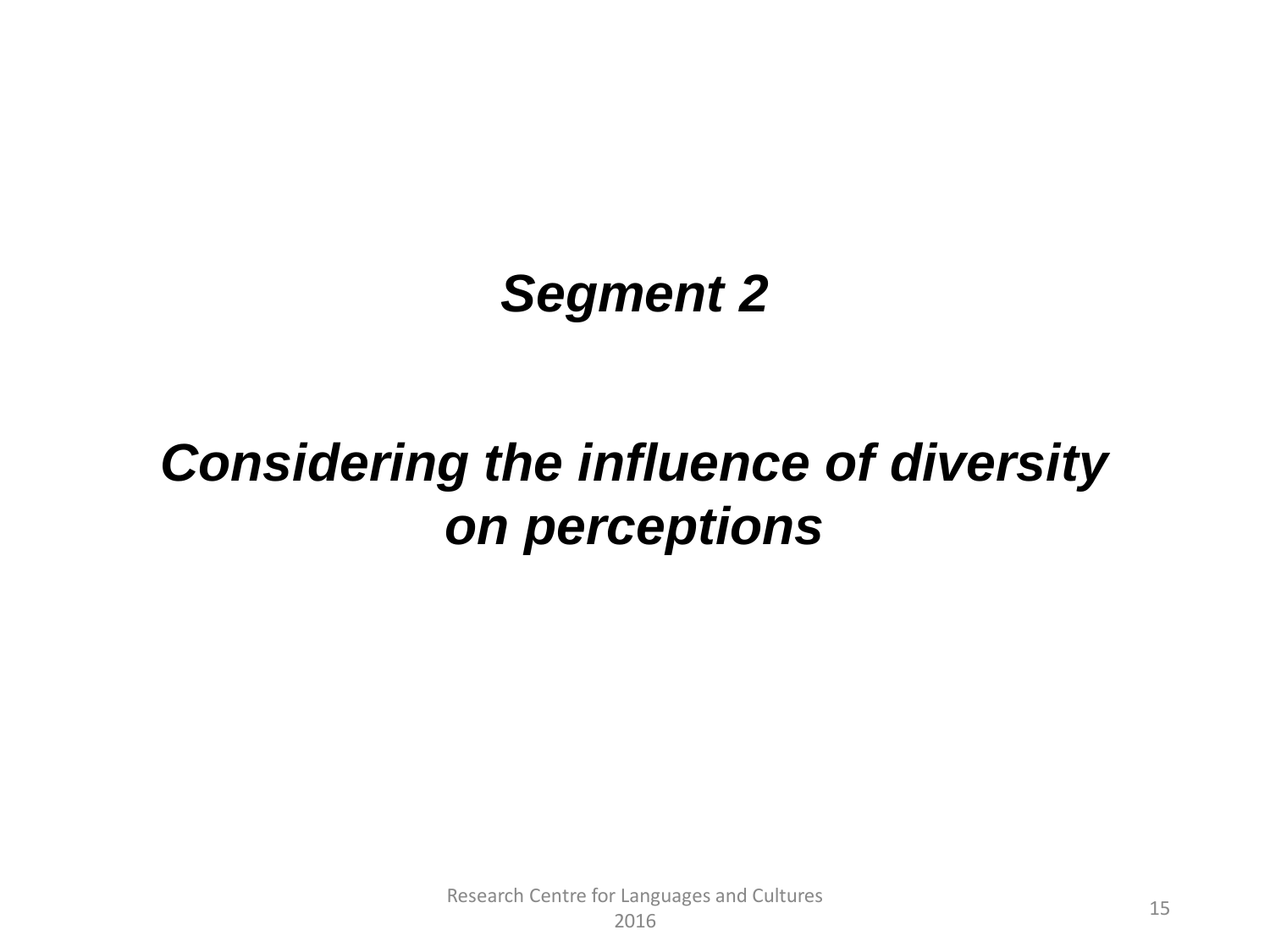# ***Segment 2***

# ***Considering the influence of diversity on perceptions***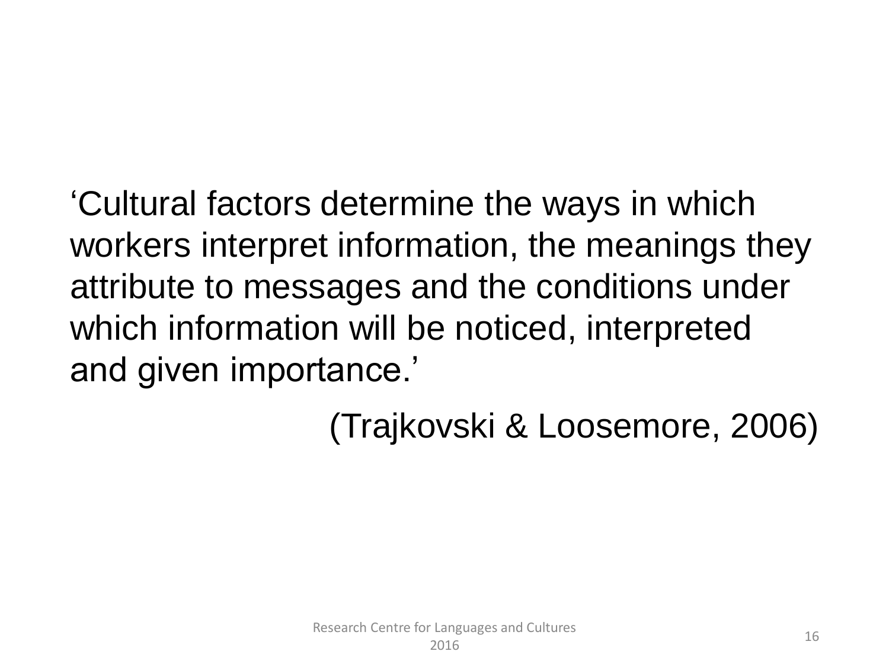‘Cultural factors determine the ways in which workers interpret information, the meanings they attribute to messages and the conditions under which information will be noticed, interpreted and given importance.’

(Trajkovski & Loosemore, 2006)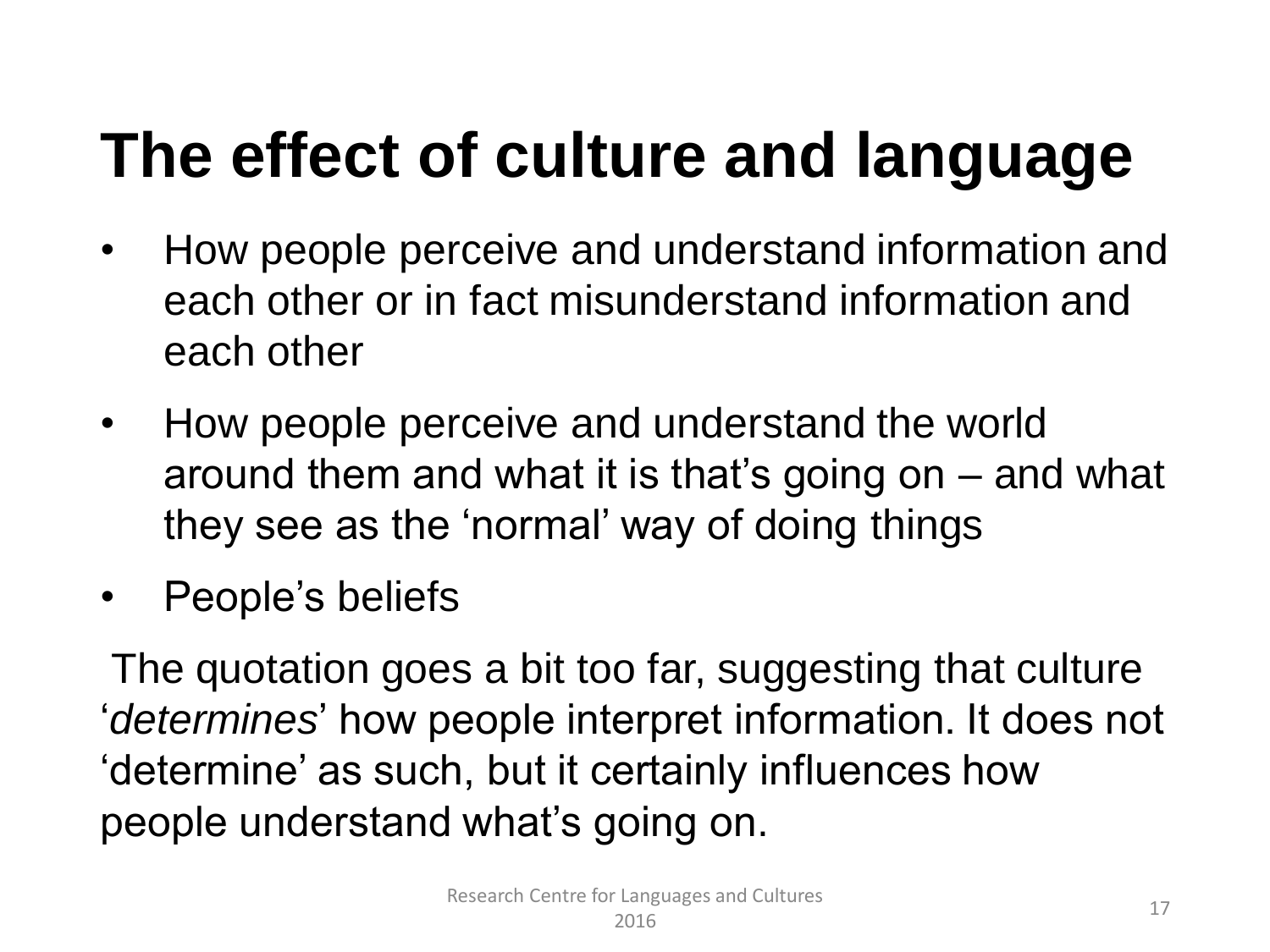# The effect of culture and language

- How people perceive and understand information and each other or in fact misunderstand information and each other
- How people perceive and understand the world around them and what it is that's going on – and what they see as the 'normal' way of doing things
- People's beliefs

The quotation goes a bit too far, suggesting that culture '*determines*' how people interpret information. It does not 'determine' as such, but it certainly influences how people understand what's going on.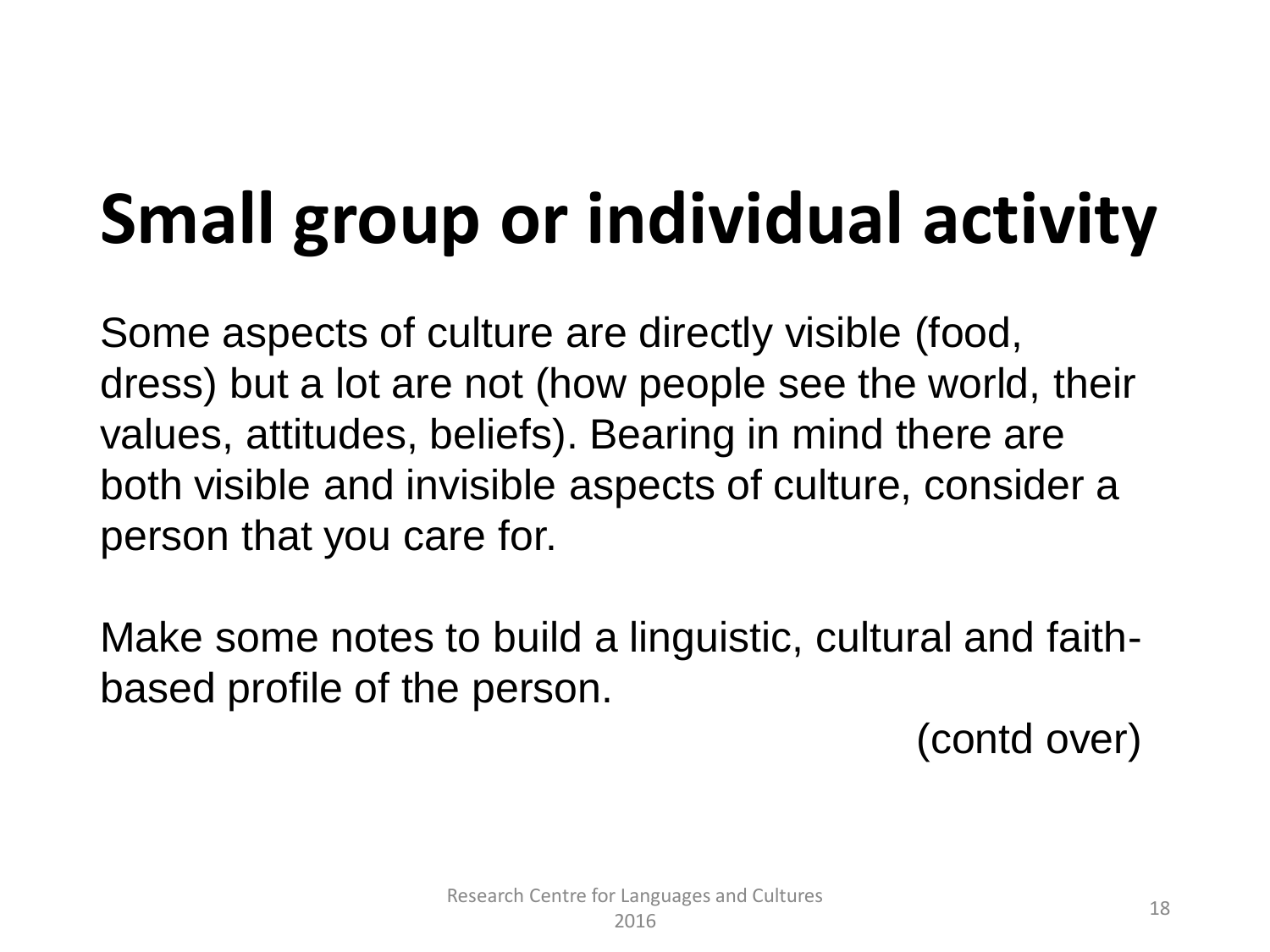# Small group or individual activity

Some aspects of culture are directly visible (food, dress) but a lot are not (how people see the world, their values, attitudes, beliefs). Bearing in mind there are both visible and invisible aspects of culture, consider a person that you care for.

Make some notes to build a linguistic, cultural and faith-based profile of the person.

(contd over)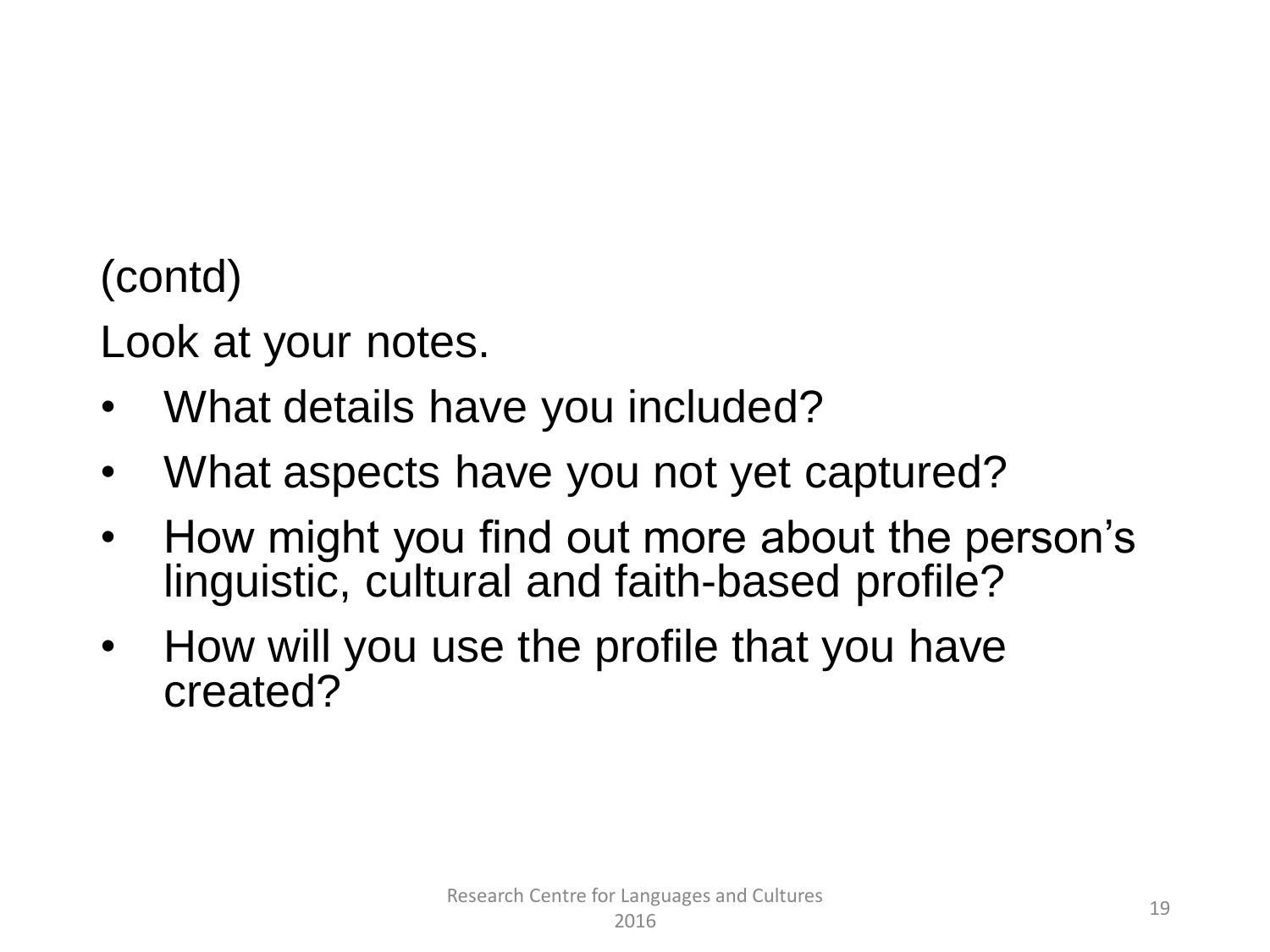(contd)

Look at your notes.

- What details have you included?
- What aspects have you not yet captured?
- How might you find out more about the person's linguistic, cultural and faith-based profile?
- How will you use the profile that you have created?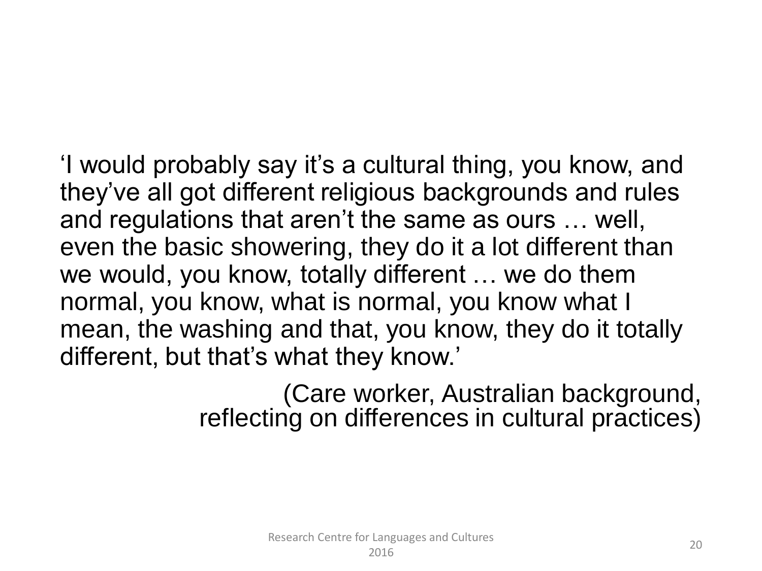‘I would probably say it’s a cultural thing, you know, and they’ve all got different religious backgrounds and rules and regulations that aren’t the same as ours … well, even the basic showering, they do it a lot different than we would, you know, totally different … we do them normal, you know, what is normal, you know what I mean, the washing and that, you know, they do it totally different, but that’s what they know.’

(Care worker, Australian background, reflecting on differences in cultural practices)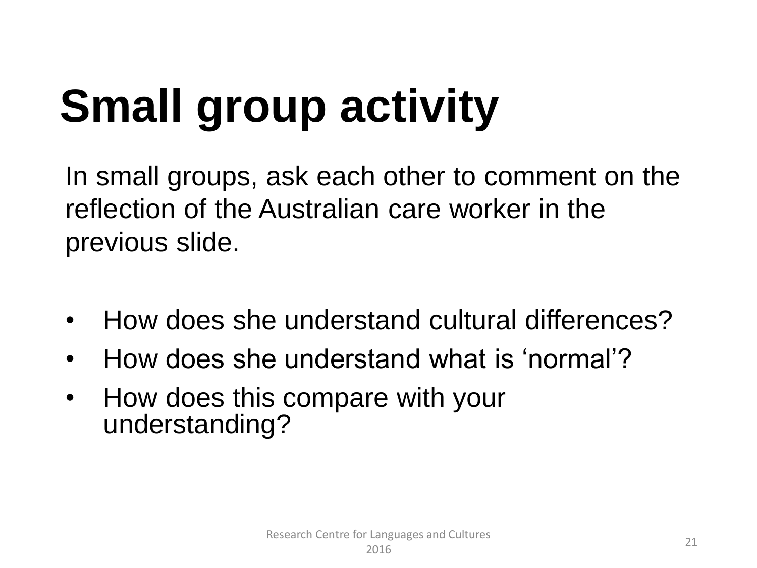# Small group activity

In small groups, ask each other to comment on the reflection of the Australian care worker in the previous slide.

- How does she understand cultural differences?
- How does she understand what is 'normal'?
- How does this compare with your understanding?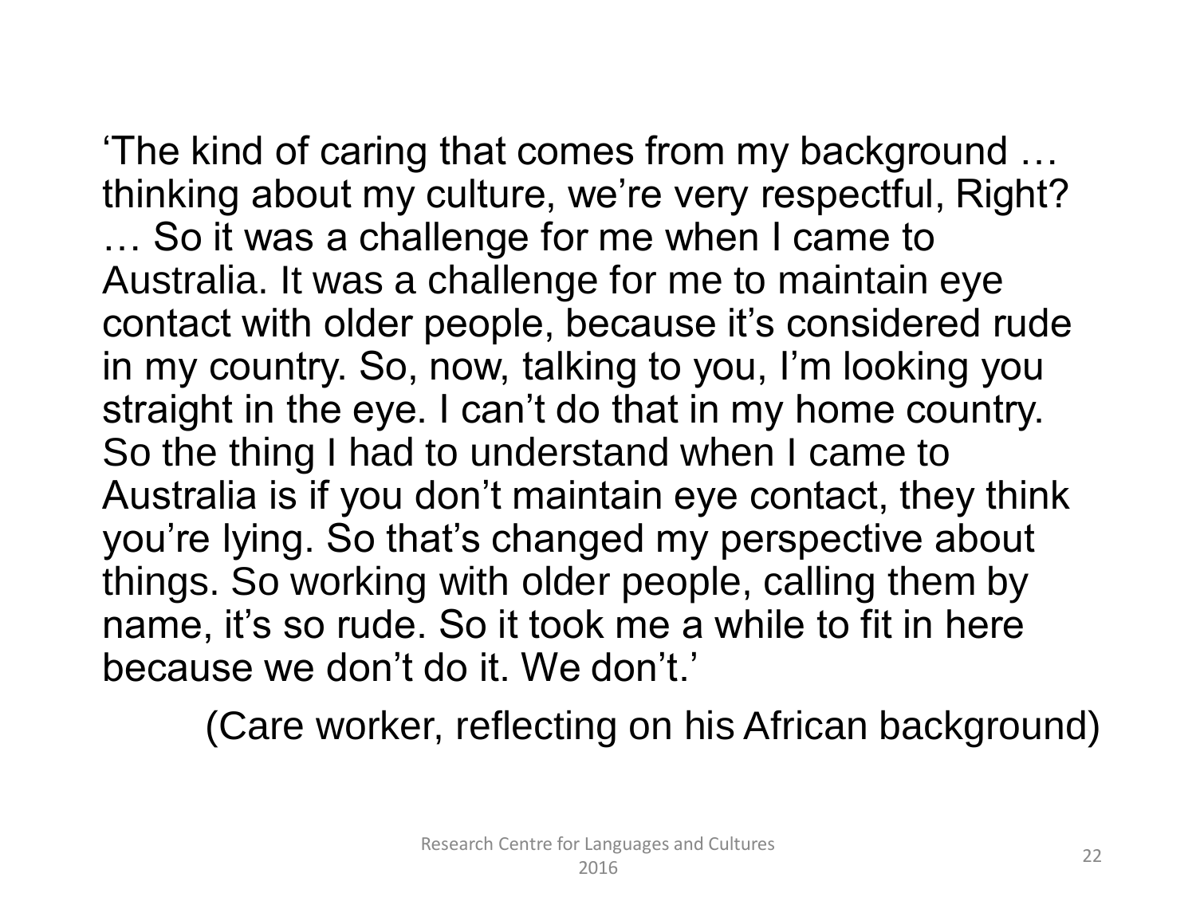'The kind of caring that comes from my background … thinking about my culture, we're very respectful, Right? … So it was a challenge for me when I came to Australia. It was a challenge for me to maintain eye contact with older people, because it's considered rude in my country. So, now, talking to you, I'm looking you straight in the eye. I can't do that in my home country. So the thing I had to understand when I came to Australia is if you don't maintain eye contact, they think you're lying. So that's changed my perspective about things. So working with older people, calling them by name, it's so rude. So it took me a while to fit in here because we don't do it. We don't.'

(Care worker, reflecting on his African background)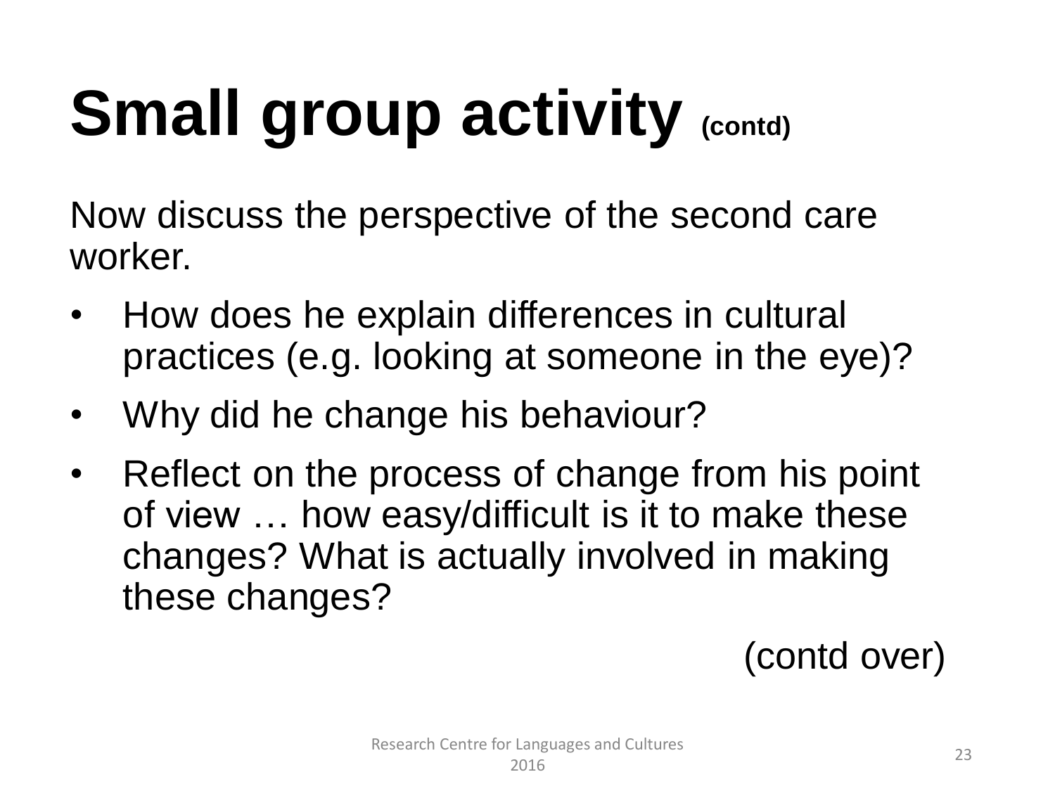# Small group activity (contd)

Now discuss the perspective of the second care worker.

- How does he explain differences in cultural practices (e.g. looking at someone in the eye)?
- Why did he change his behaviour?
- Reflect on the process of change from his point of view … how easy/difficult is it to make these changes? What is actually involved in making these changes?

(contd over)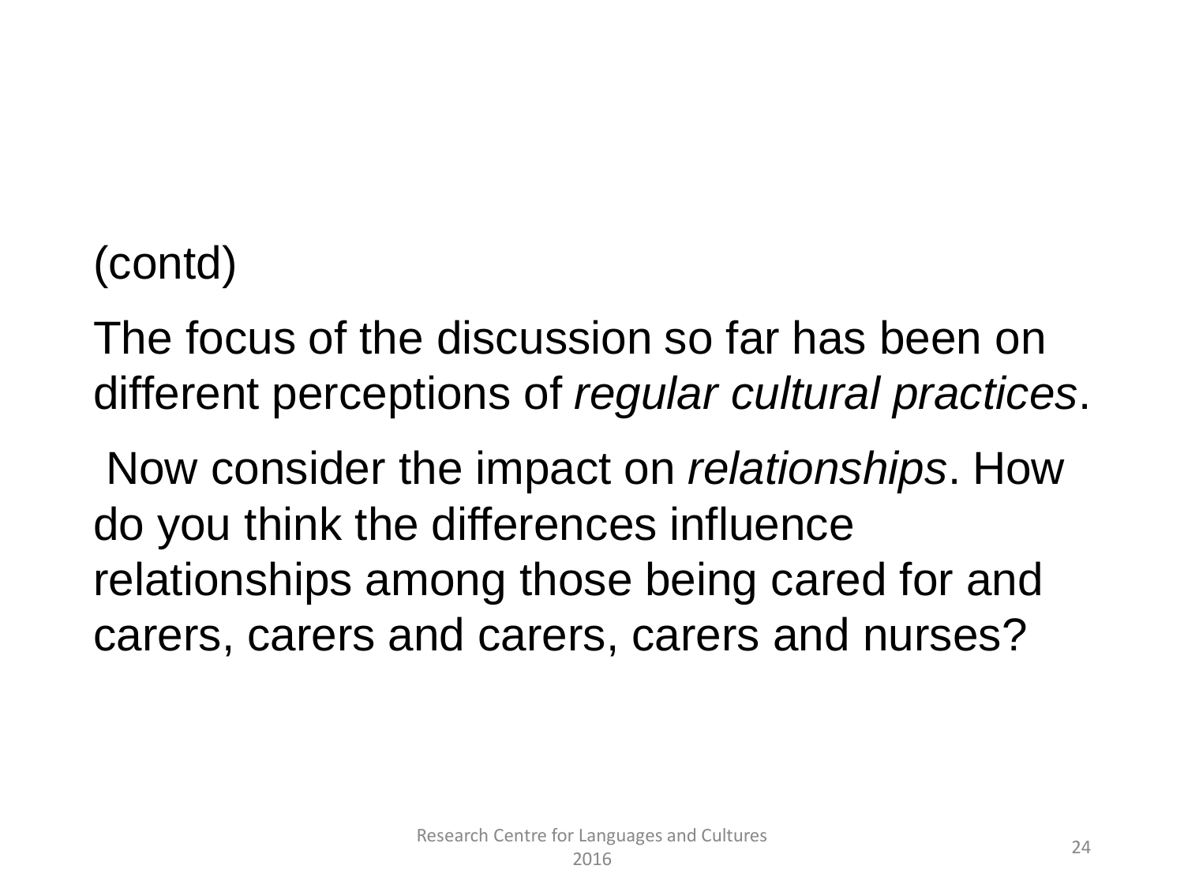(contd)

The focus of the discussion so far has been on different perceptions of *regular cultural practices*.

Now consider the impact on *relationships*. How do you think the differences influence relationships among those being cared for and carers, carers and carers, carers and nurses?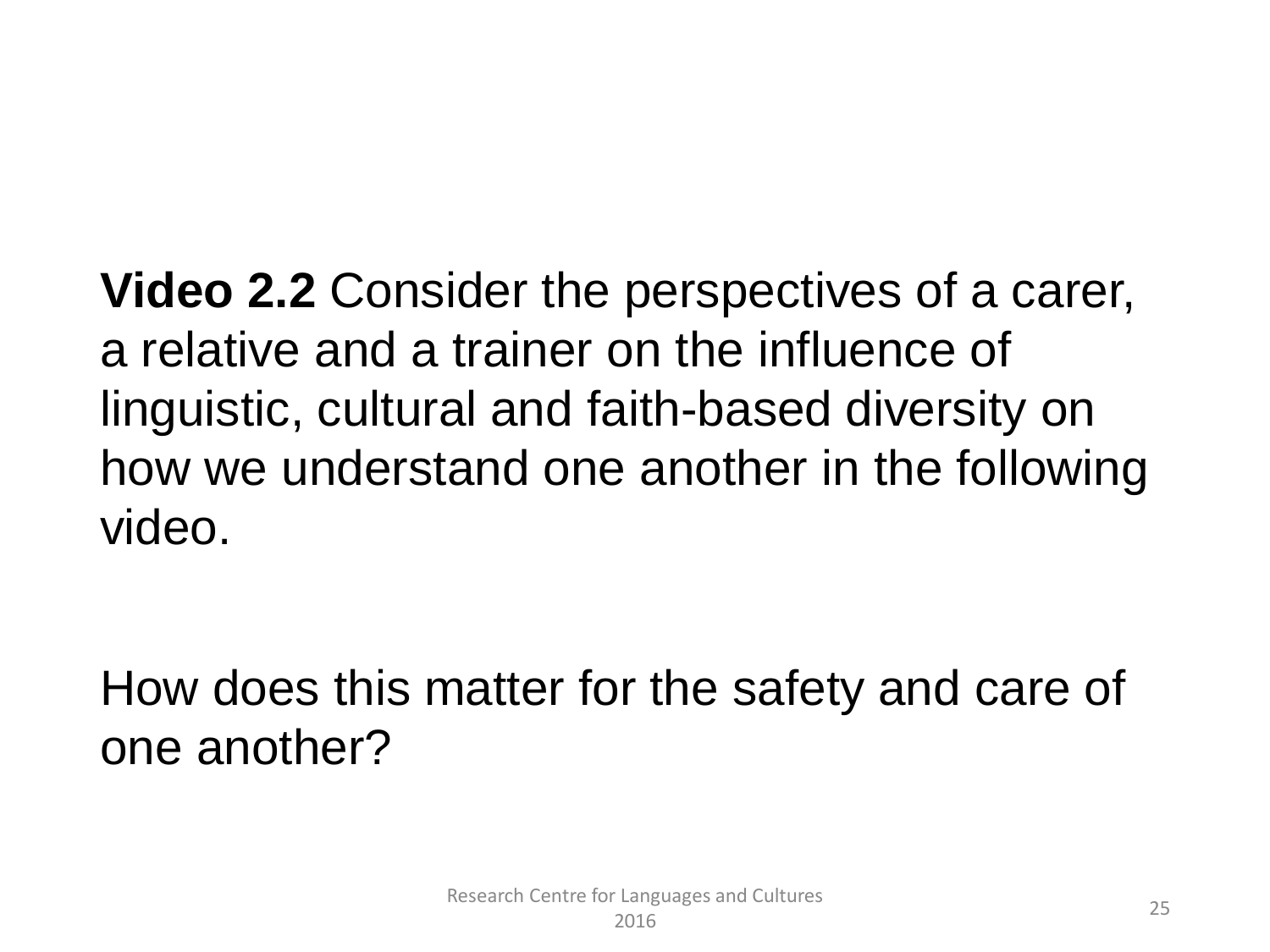**Video 2.2** Consider the perspectives of a carer, a relative and a trainer on the influence of linguistic, cultural and faith-based diversity on how we understand one another in the following video.

How does this matter for the safety and care of one another?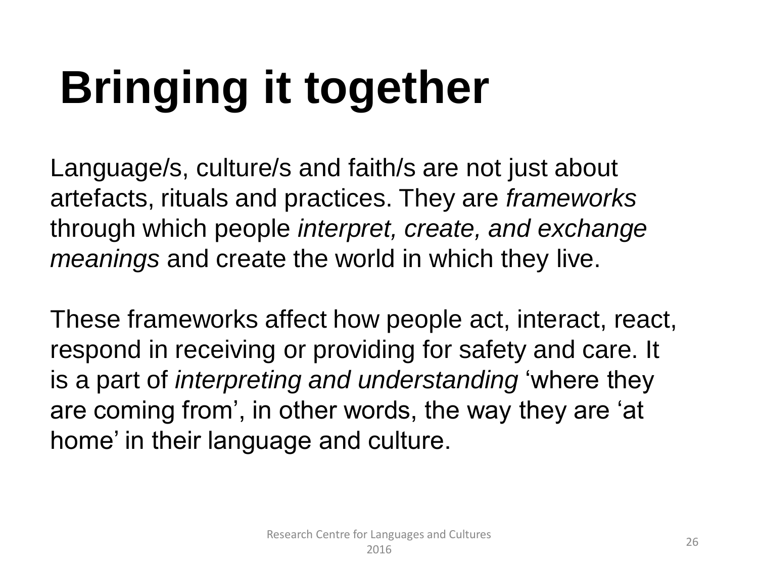# Bringing it together

Language/s, culture/s and faith/s are not just about artefacts, rituals and practices. They are *frameworks* through which people *interpret, create, and exchange meanings* and create the world in which they live.

These frameworks affect how people act, interact, react, respond in receiving or providing for safety and care. It is a part of *interpreting and understanding* ‘where they are coming from’, in other words, the way they are ‘at home’ in their language and culture.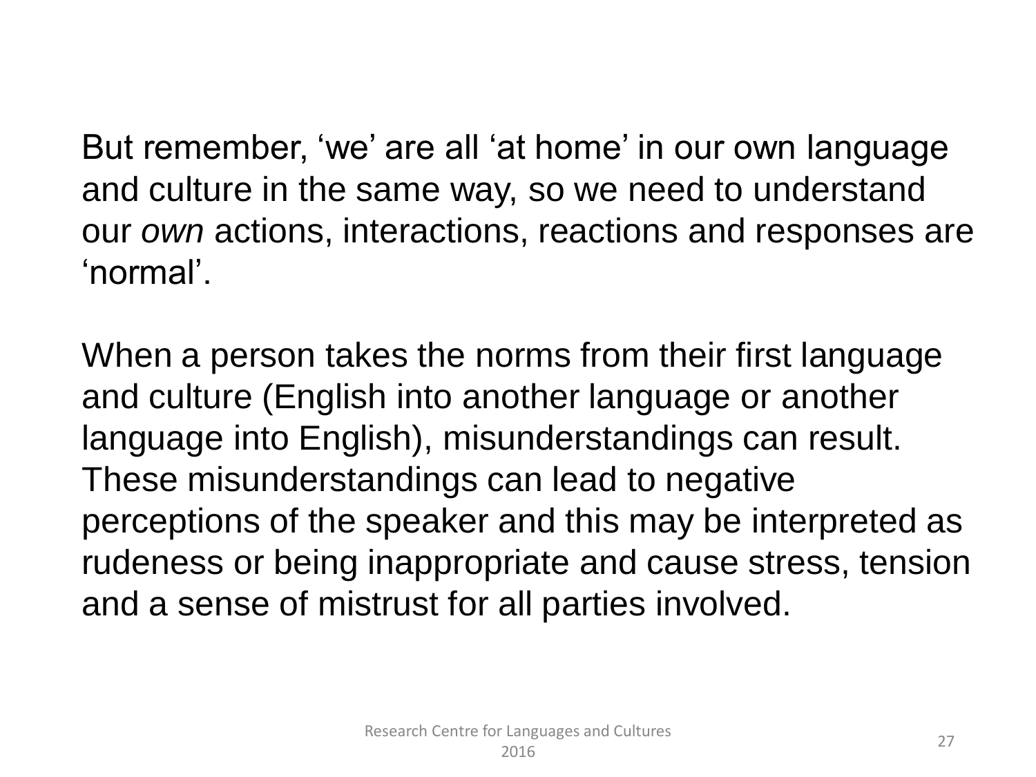But remember, 'we' are all 'at home' in our own language and culture in the same way, so we need to understand our *own* actions, interactions, reactions and responses are 'normal'.

When a person takes the norms from their first language and culture (English into another language or another language into English), misunderstandings can result. These misunderstandings can lead to negative perceptions of the speaker and this may be interpreted as rudeness or being inappropriate and cause stress, tension and a sense of mistrust for all parties involved.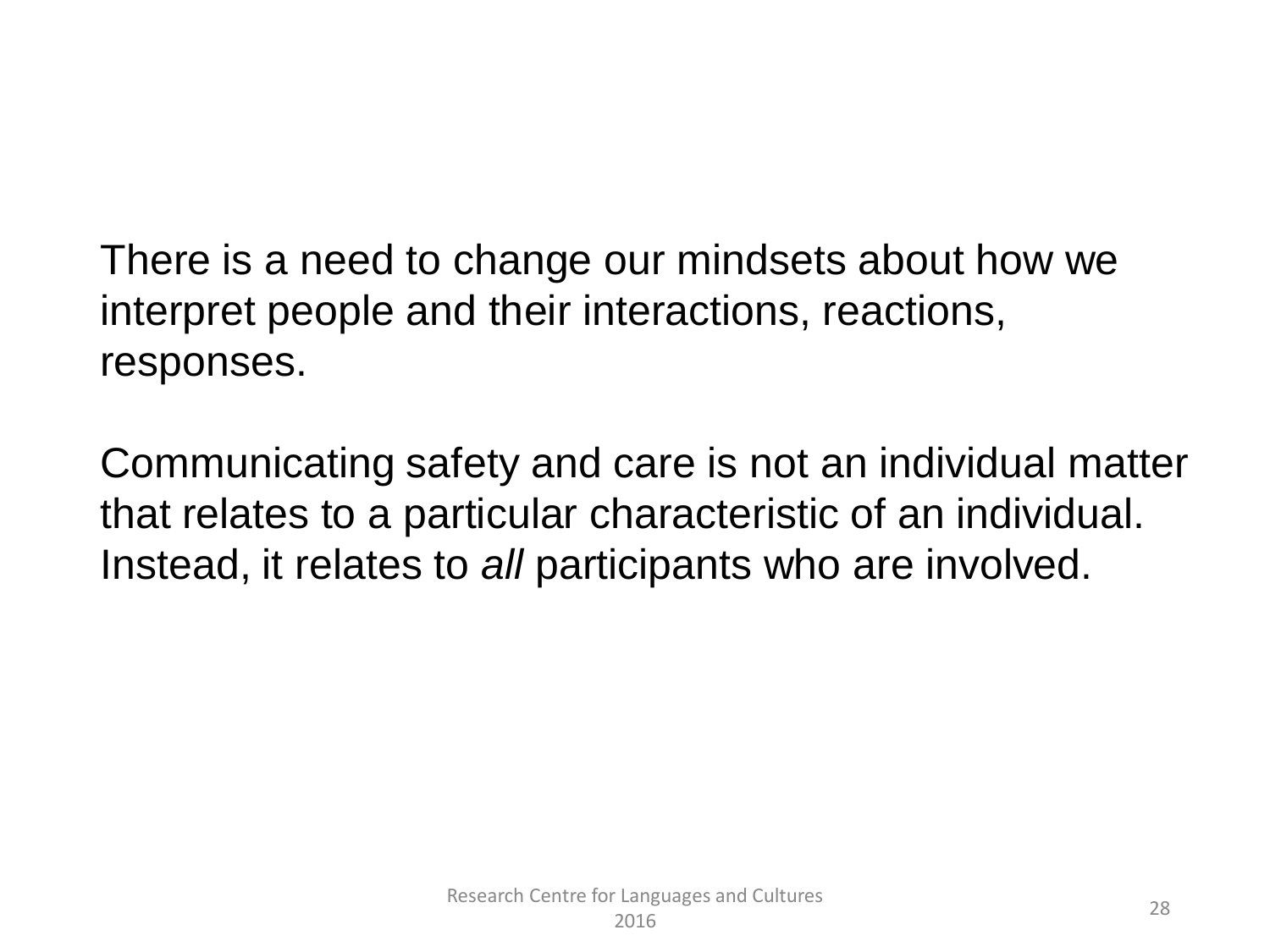There is a need to change our mindsets about how we interpret people and their interactions, reactions, responses.

Communicating safety and care is not an individual matter that relates to a particular characteristic of an individual. Instead, it relates to *all* participants who are involved.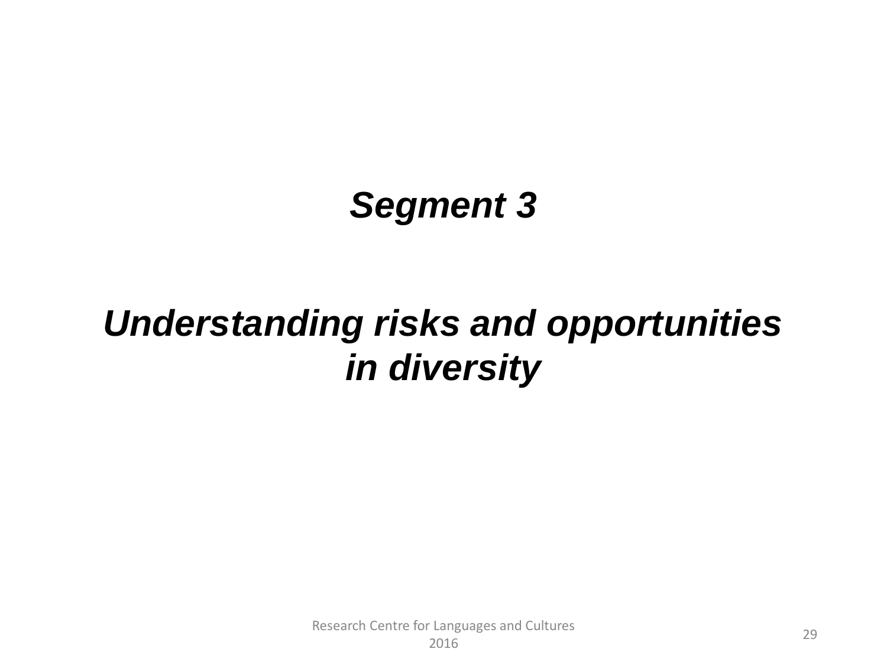## *Segment 3*

## *Understanding risks and opportunities in diversity*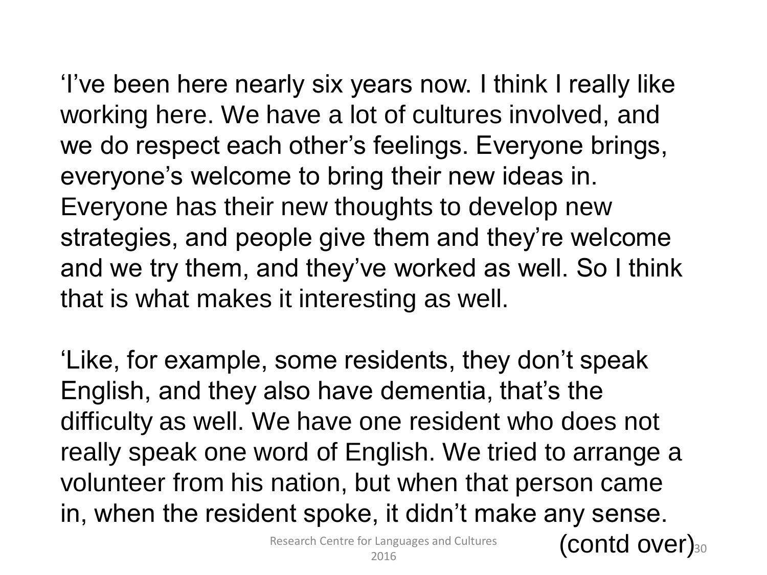'I've been here nearly six years now. I think I really like working here. We have a lot of cultures involved, and we do respect each other's feelings. Everyone brings, everyone's welcome to bring their new ideas in. Everyone has their new thoughts to develop new strategies, and people give them and they're welcome and we try them, and they've worked as well. So I think that is what makes it interesting as well.

'Like, for example, some residents, they don't speak English, and they also have dementia, that's the difficulty as well. We have one resident who does not really speak one word of English. We tried to arrange a volunteer from his nation, but when that person came in, when the resident spoke, it didn't make any sense.

(contd over)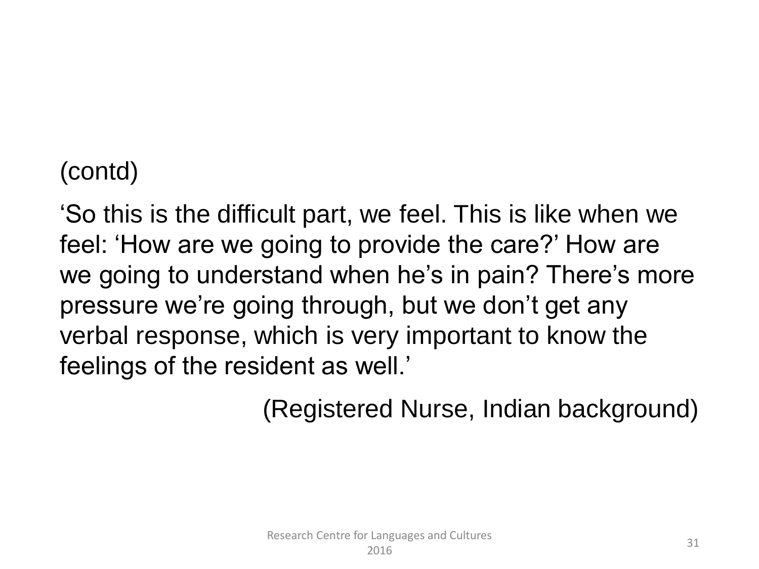(contd)

'So this is the difficult part, we feel. This is like when we feel: 'How are we going to provide the care?' How are we going to understand when he's in pain? There's more pressure we're going through, but we don't get any verbal response, which is very important to know the feelings of the resident as well.'

(Registered Nurse, Indian background)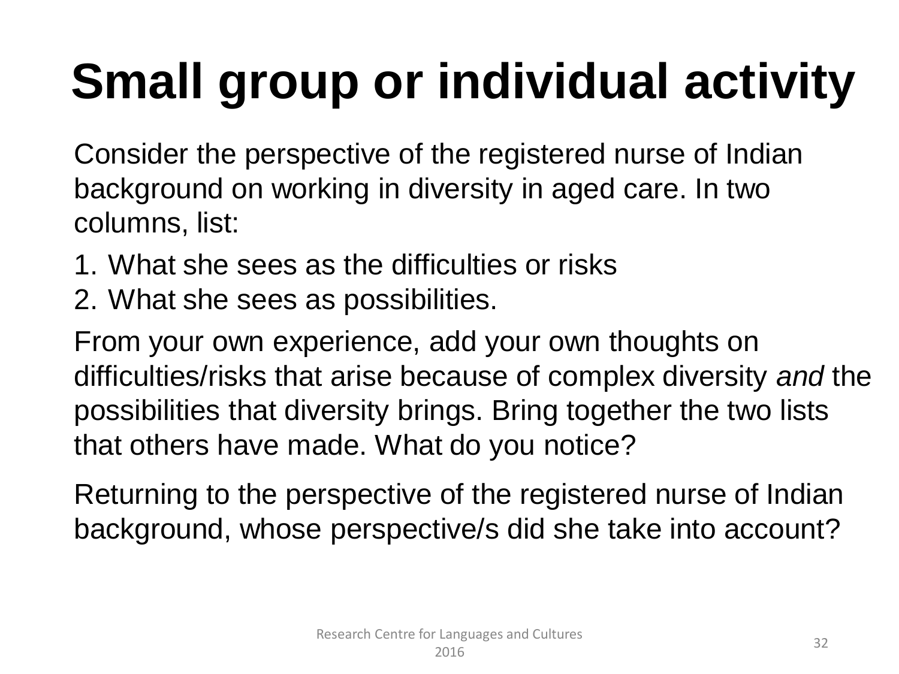# Small group or individual activity

Consider the perspective of the registered nurse of Indian background on working in diversity in aged care. In two columns, list:

1. What she sees as the difficulties or risks
2. What she sees as possibilities.

From your own experience, add your own thoughts on difficulties/risks that arise because of complex diversity *and* the possibilities that diversity brings. Bring together the two lists that others have made. What do you notice?

Returning to the perspective of the registered nurse of Indian background, whose perspective/s did she take into account?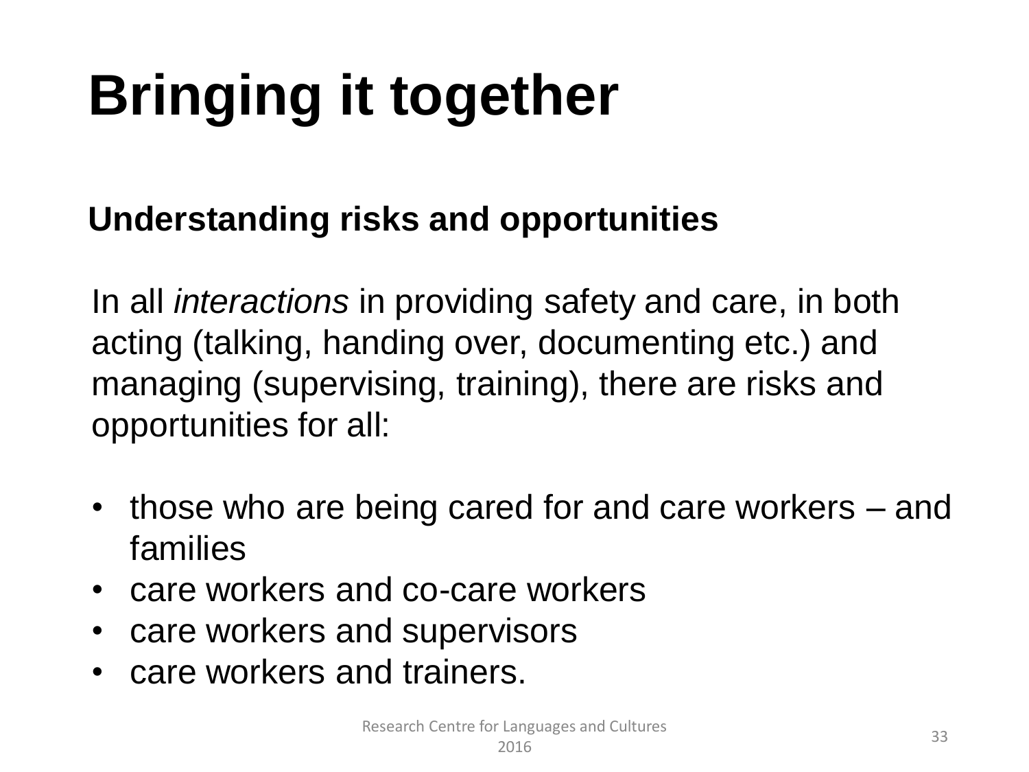# Bringing it together

## Understanding risks and opportunities

In all *interactions* in providing safety and care, in both acting (talking, handing over, documenting etc.) and managing (supervising, training), there are risks and opportunities for all:

- those who are being cared for and care workers – and families
- care workers and co-care workers
- care workers and supervisors
- care workers and trainers.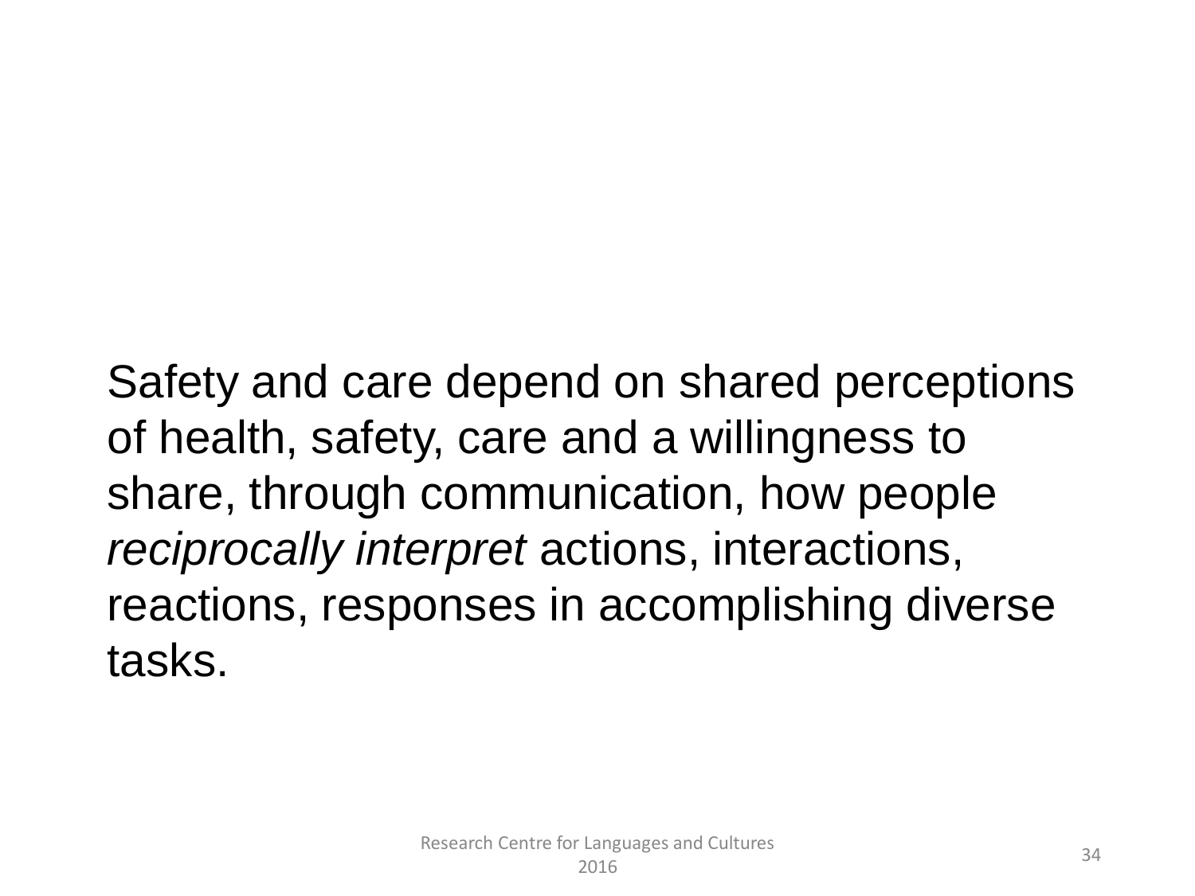Safety and care depend on shared perceptions of health, safety, care and a willingness to share, through communication, how people *reciprocally interpret* actions, interactions, reactions, responses in accomplishing diverse tasks.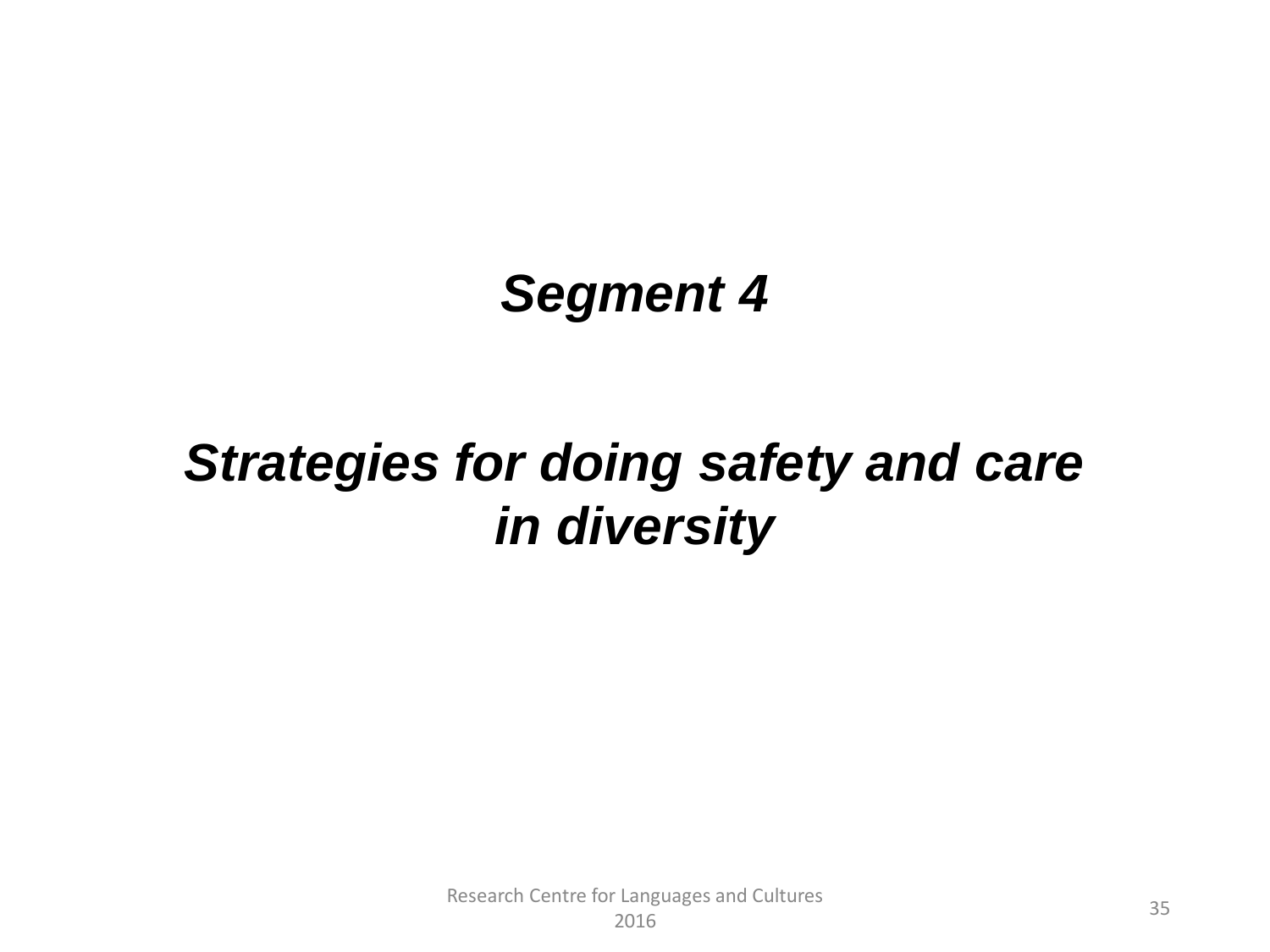***Segment 4***

***Strategies for doing safety and care in diversity***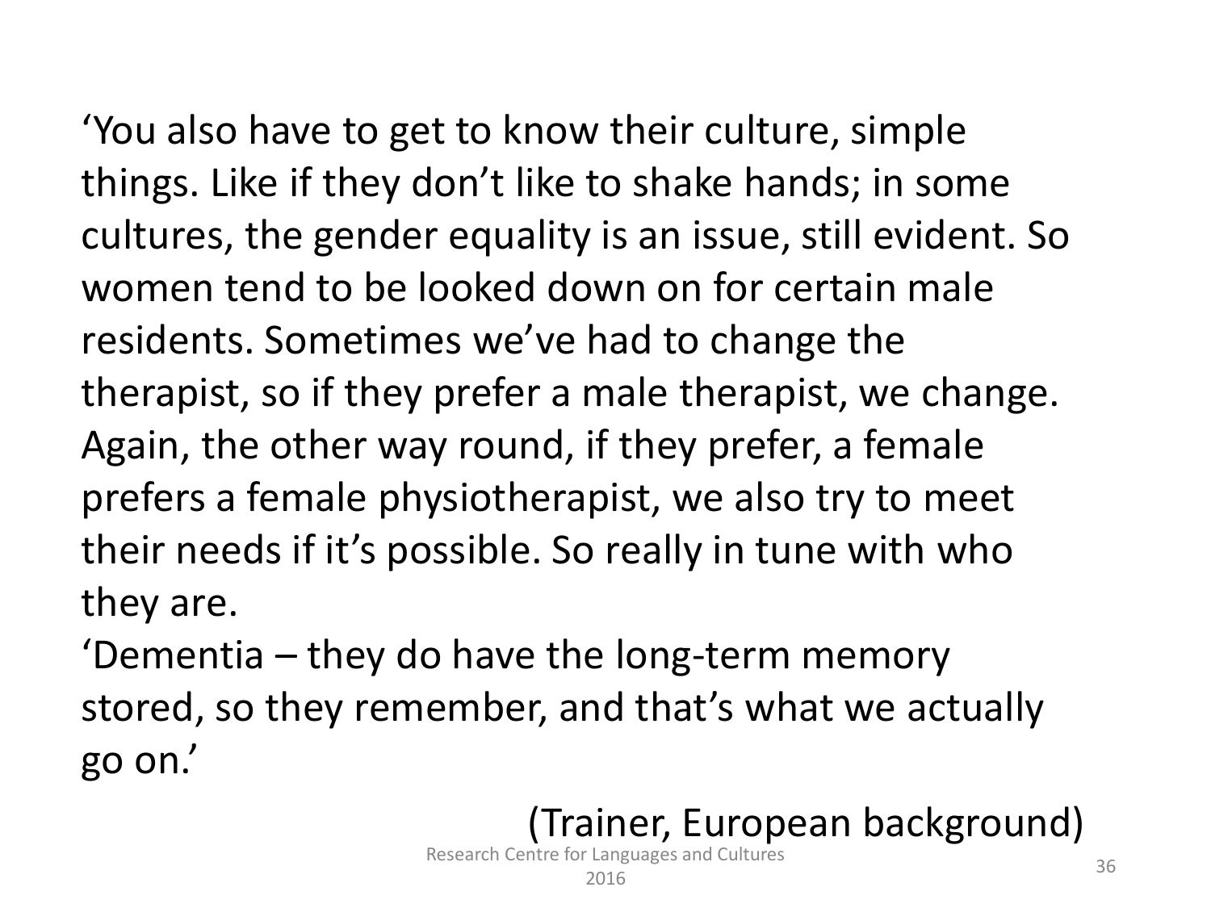'You also have to get to know their culture, simple things. Like if they don't like to shake hands; in some cultures, the gender equality is an issue, still evident. So women tend to be looked down on for certain male residents. Sometimes we've had to change the therapist, so if they prefer a male therapist, we change. Again, the other way round, if they prefer, a female prefers a female physiotherapist, we also try to meet their needs if it's possible. So really in tune with who they are.

'Dementia – they do have the long-term memory stored, so they remember, and that's what we actually go on.'

(Trainer, European background)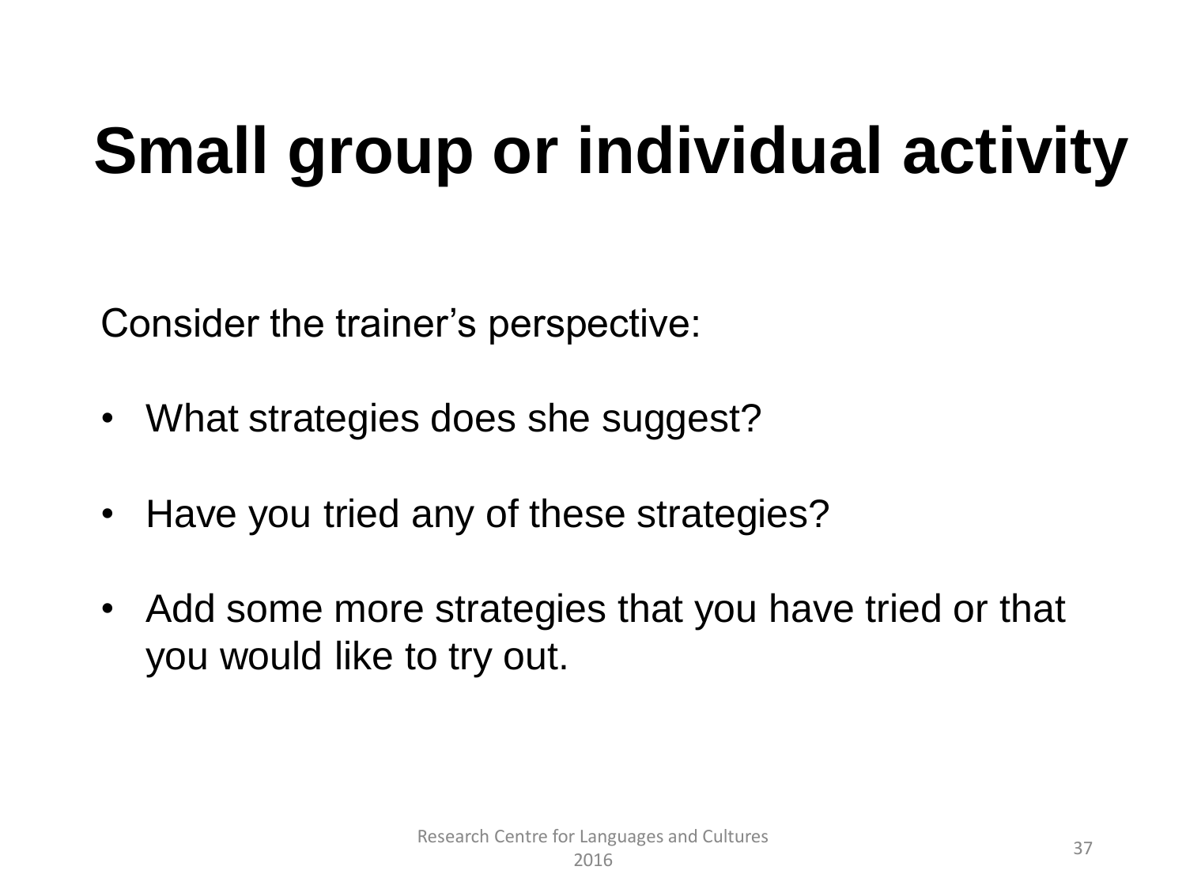# Small group or individual activity

Consider the trainer's perspective:

- What strategies does she suggest?
- Have you tried any of these strategies?
- Add some more strategies that you have tried or that you would like to try out.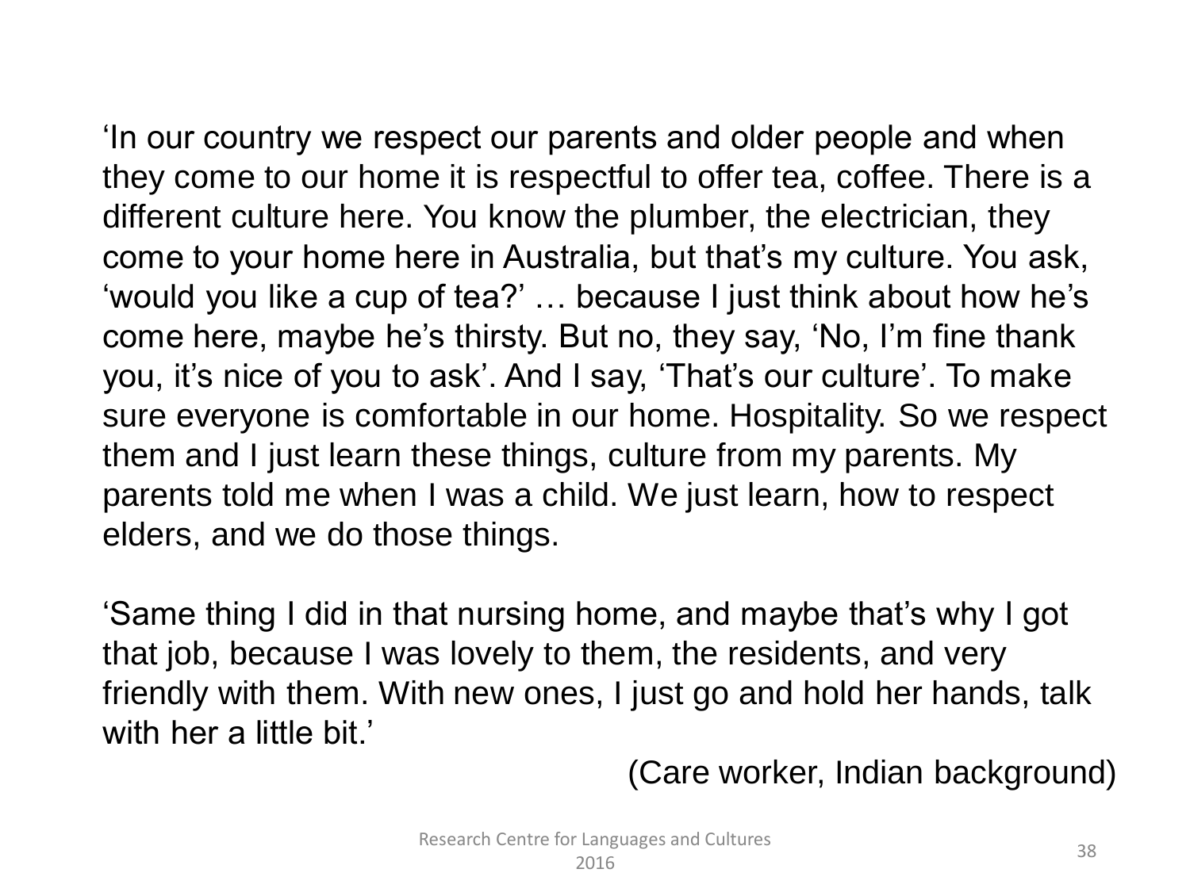'In our country we respect our parents and older people and when they come to our home it is respectful to offer tea, coffee. There is a different culture here. You know the plumber, the electrician, they come to your home here in Australia, but that's my culture. You ask, 'would you like a cup of tea?' … because I just think about how he's come here, maybe he's thirsty. But no, they say, 'No, I'm fine thank you, it's nice of you to ask'. And I say, 'That's our culture'. To make sure everyone is comfortable in our home. Hospitality. So we respect them and I just learn these things, culture from my parents. My parents told me when I was a child. We just learn, how to respect elders, and we do those things.

'Same thing I did in that nursing home, and maybe that's why I got that job, because I was lovely to them, the residents, and very friendly with them. With new ones, I just go and hold her hands, talk with her a little bit.'

(Care worker, Indian background)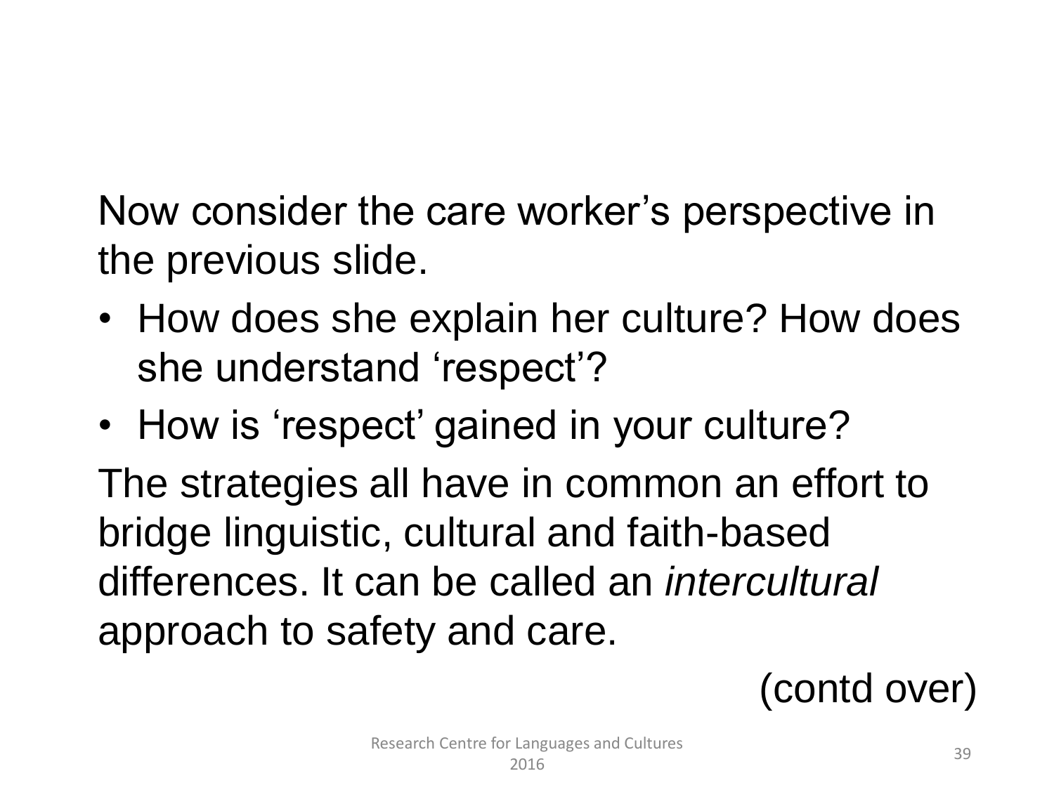Now consider the care worker's perspective in the previous slide.

- How does she explain her culture? How does she understand 'respect'?
- How is 'respect' gained in your culture?

The strategies all have in common an effort to bridge linguistic, cultural and faith-based differences. It can be called an *intercultural* approach to safety and care.

(contd over)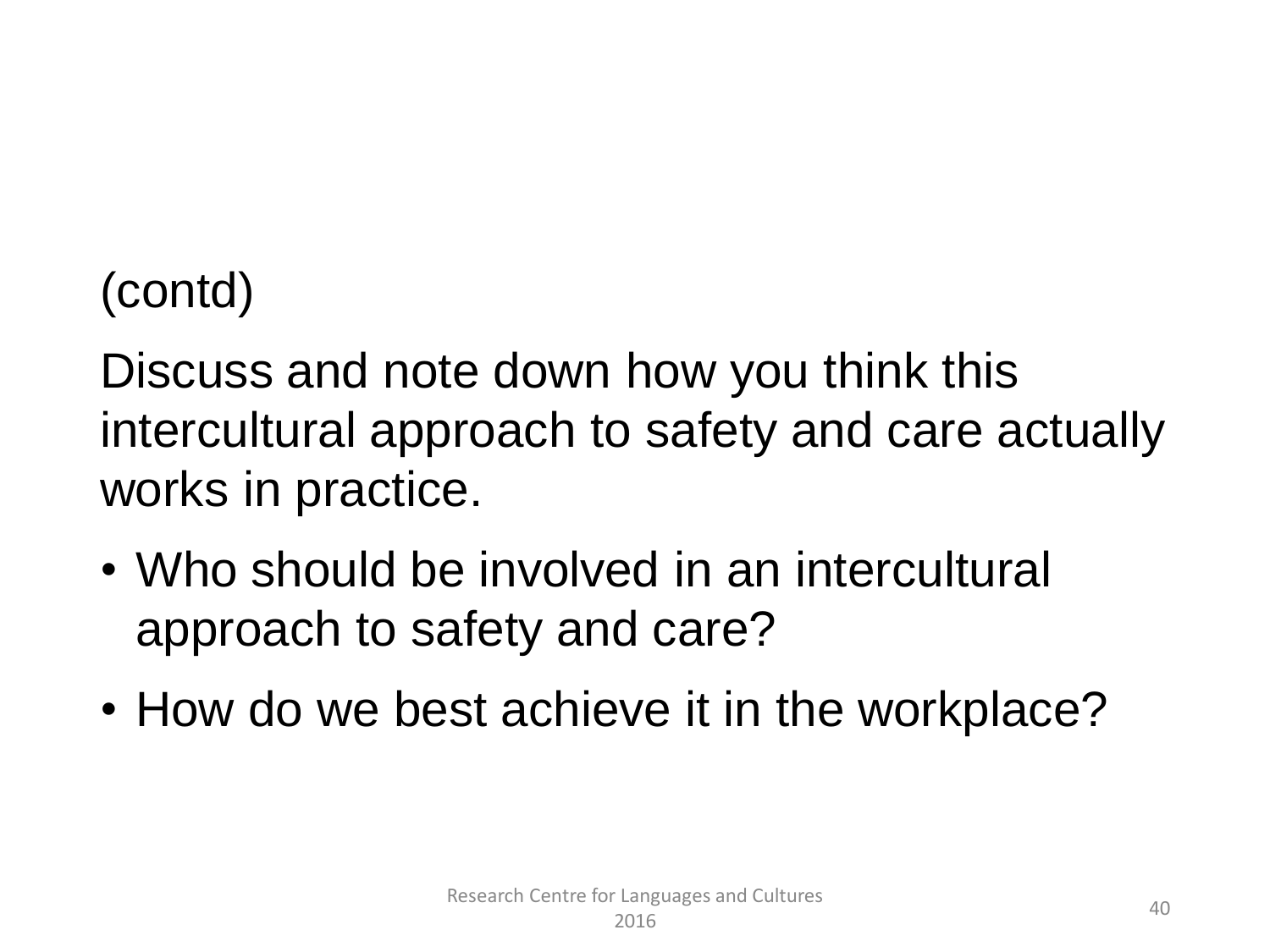(contd)

Discuss and note down how you think this intercultural approach to safety and care actually works in practice.

- Who should be involved in an intercultural approach to safety and care?
- How do we best achieve it in the workplace?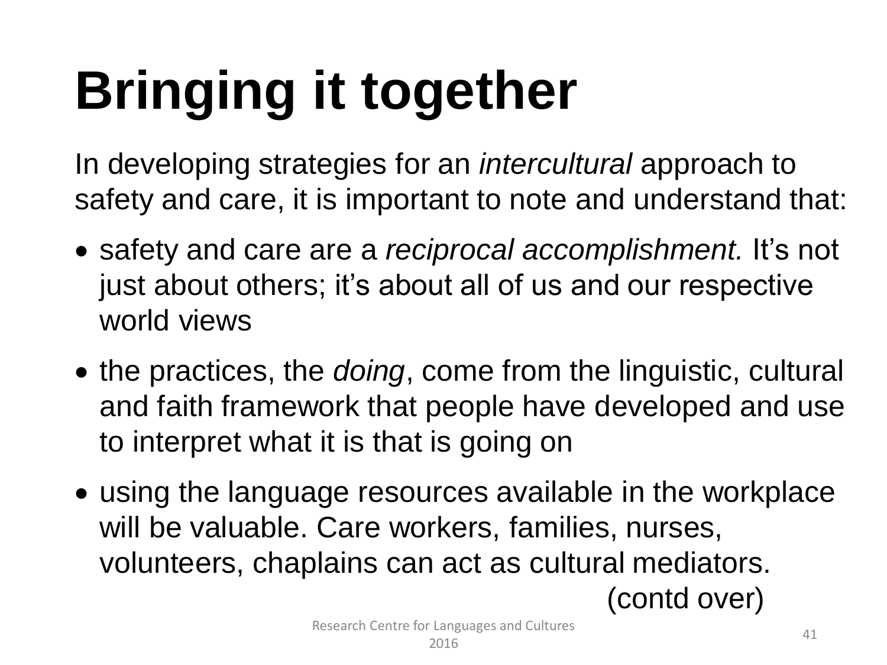# Bringing it together

In developing strategies for an *intercultural* approach to safety and care, it is important to note and understand that:

- safety and care are a *reciprocal accomplishment.* It's not just about others; it's about all of us and our respective world views
- the practices, the *doing*, come from the linguistic, cultural and faith framework that people have developed and use to interpret what it is that is going on
- using the language resources available in the workplace will be valuable. Care workers, families, nurses, volunteers, chaplains can act as cultural mediators.

(contd over)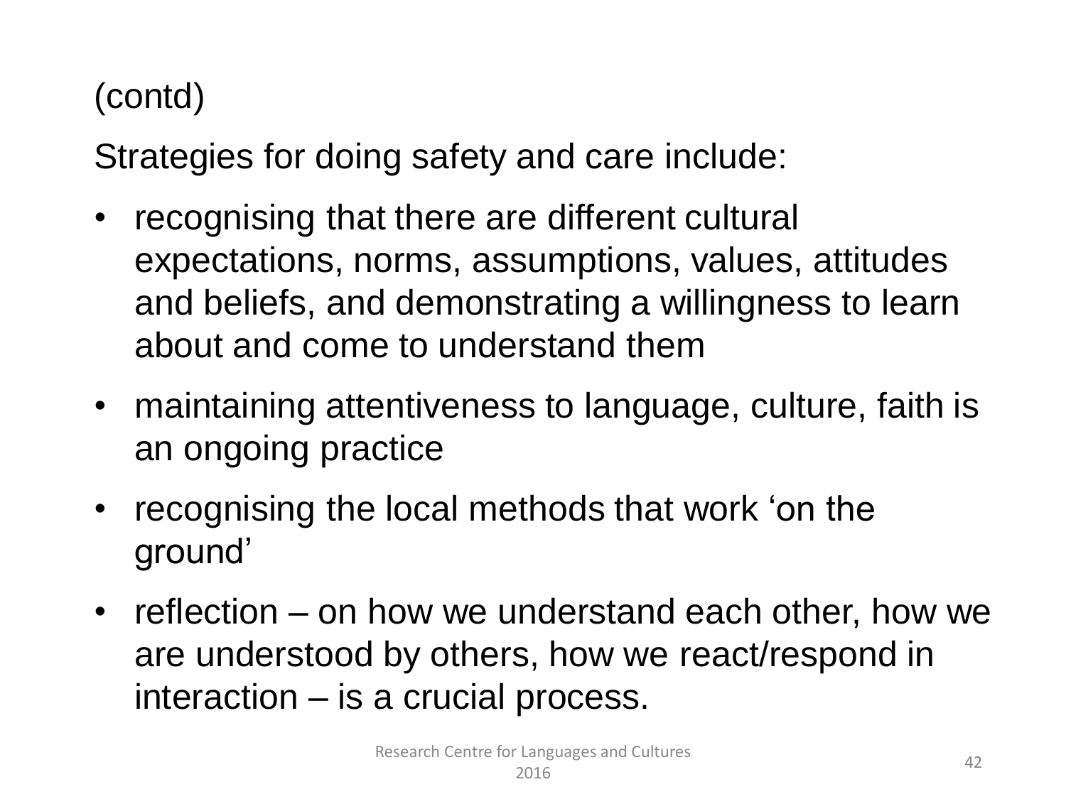(contd)

Strategies for doing safety and care include:

- recognising that there are different cultural expectations, norms, assumptions, values, attitudes and beliefs, and demonstrating a willingness to learn about and come to understand them
- maintaining attentiveness to language, culture, faith is an ongoing practice
- recognising the local methods that work ‘on the ground’
- reflection – on how we understand each other, how we are understood by others, how we react/respond in interaction – is a crucial process.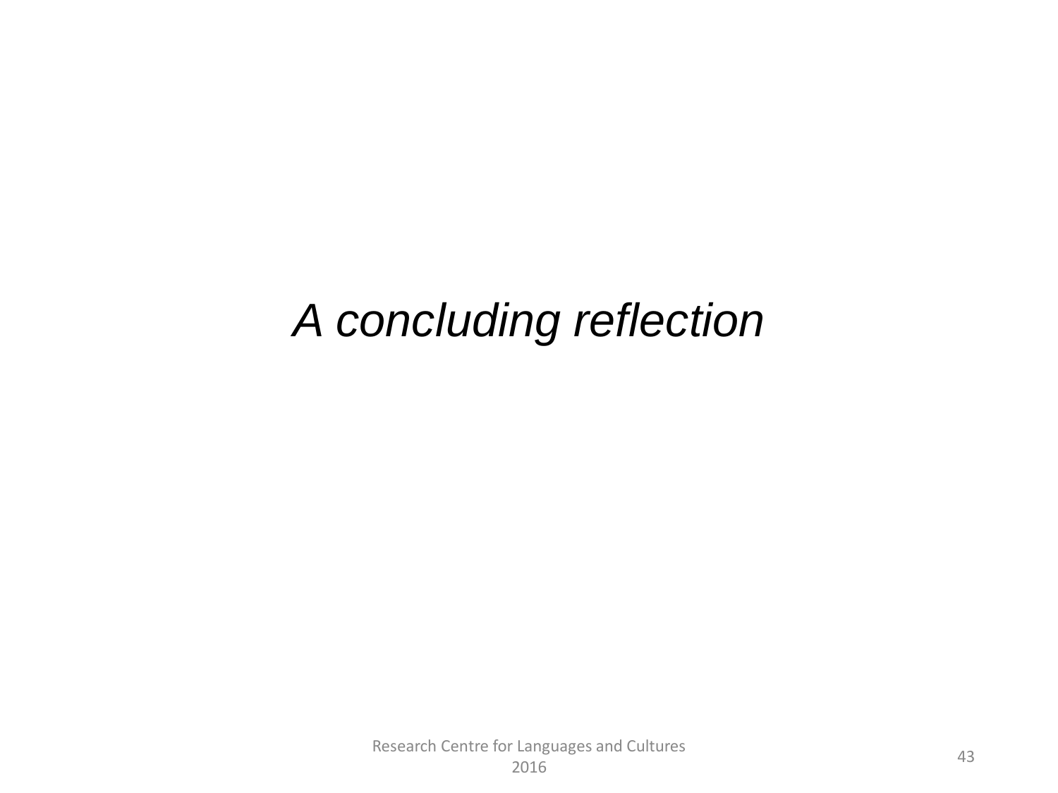*A concluding reflection*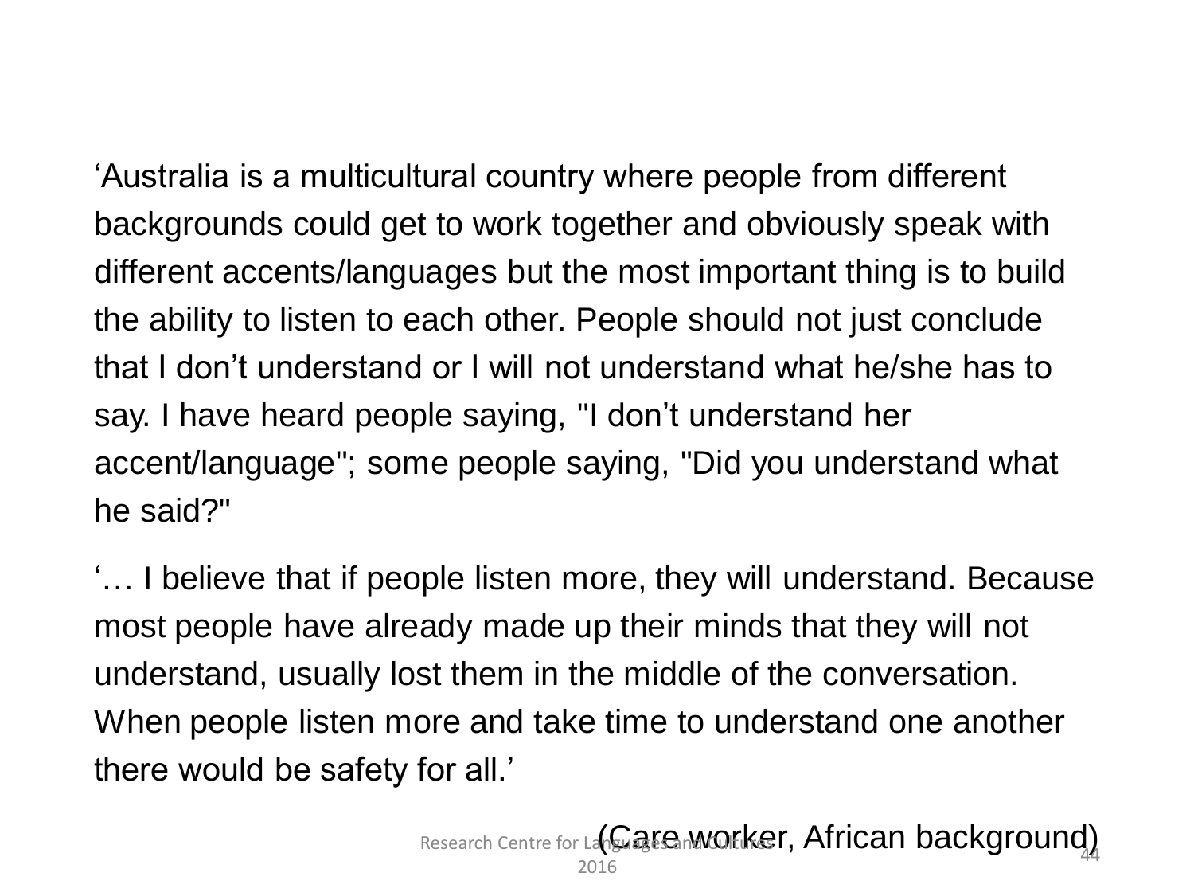‘Australia is a multicultural country where people from different backgrounds could get to work together and obviously speak with different accents/languages but the most important thing is to build the ability to listen to each other. People should not just conclude that I don’t understand or I will not understand what he/she has to say. I have heard people saying, "I don’t understand her accent/language"; some people saying, "Did you understand what he said?"

‘… I believe that if people listen more, they will understand. Because most people have already made up their minds that they will not understand, usually lost them in the middle of the conversation. When people listen more and take time to understand one another there would be safety for all.’

(Care worker, African background)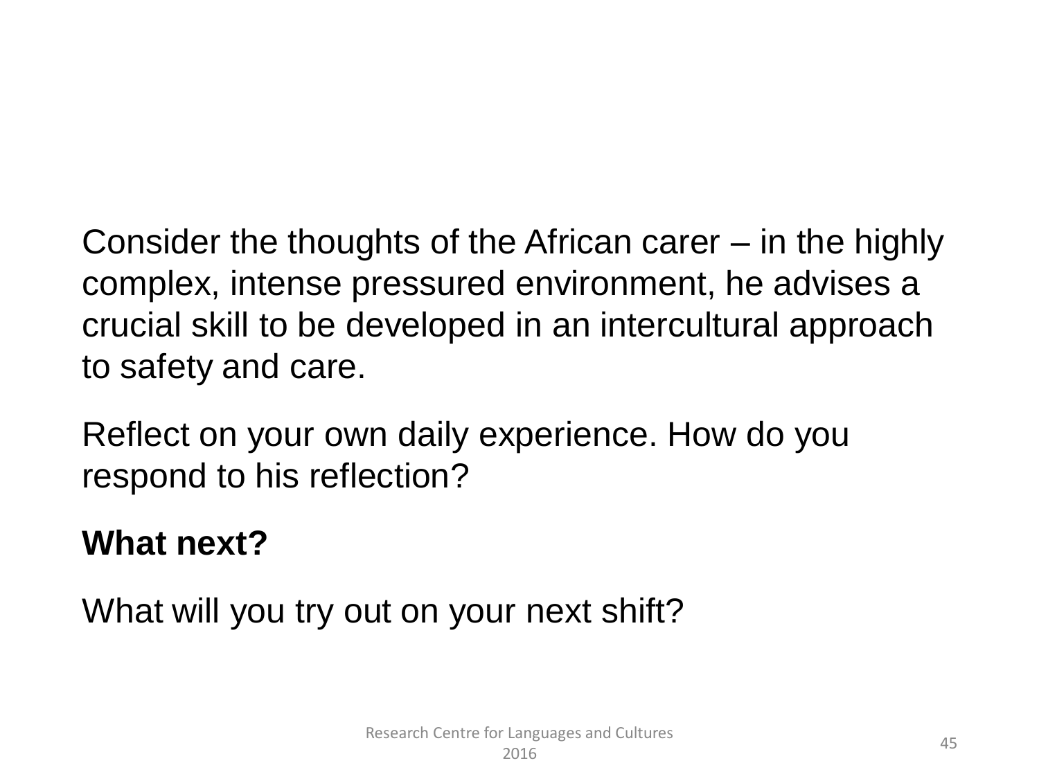Consider the thoughts of the African carer – in the highly complex, intense pressured environment, he advises a crucial skill to be developed in an intercultural approach to safety and care.

Reflect on your own daily experience. How do you respond to his reflection?

**What next?**

What will you try out on your next shift?